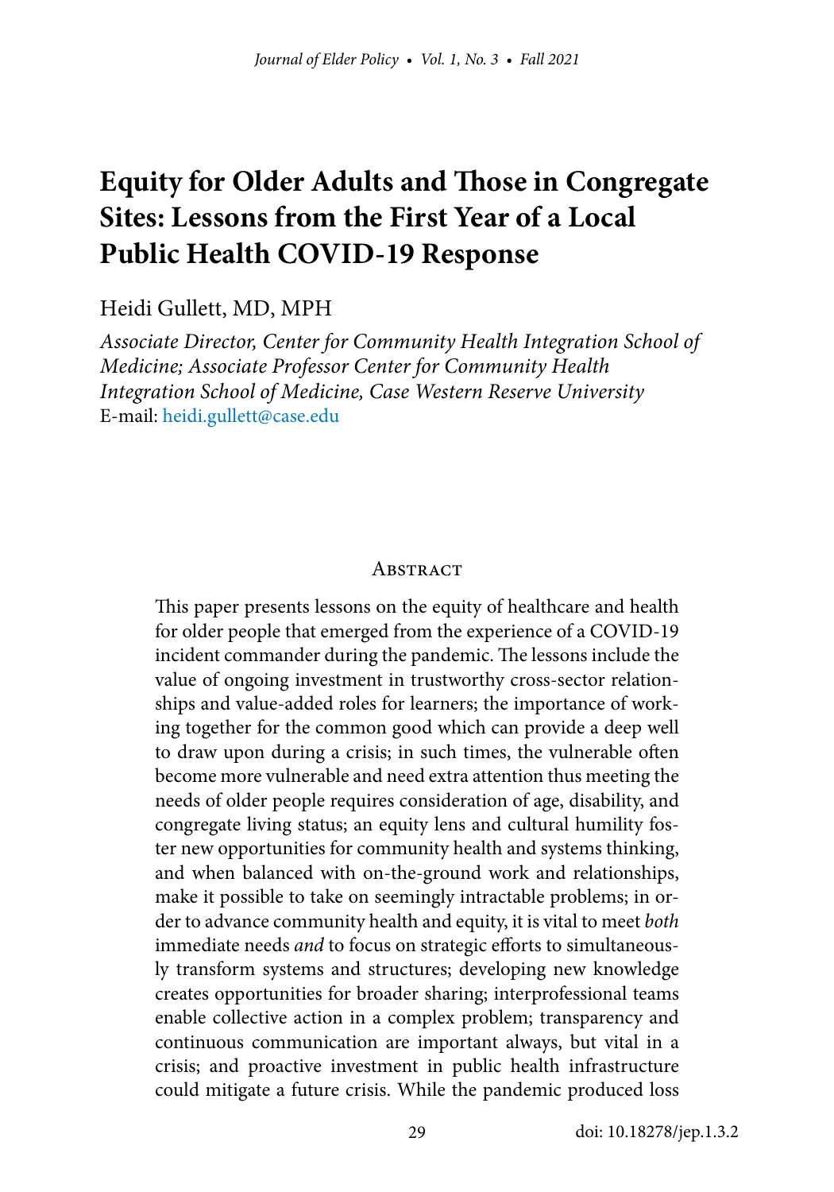# Equity for Older Adults and Those in Congregate Sites: Lessons from the First Year of a Local Public Health COVID-19 Response

Heidi Gullett, MD, MPH

*Associate Director, Center for Community Health Integration School of Medicine; Associate Professor Center for Community Health Integration School of Medicine, Case Western Reserve University*
E-mail: heidi.gullett@case.edu

## Abstract

This paper presents lessons on the equity of healthcare and health for older people that emerged from the experience of a COVID-19 incident commander during the pandemic. The lessons include the value of ongoing investment in trustworthy cross-sector relationships and value-added roles for learners; the importance of working together for the common good which can provide a deep well to draw upon during a crisis; in such times, the vulnerable often become more vulnerable and need extra attention thus meeting the needs of older people requires consideration of age, disability, and congregate living status; an equity lens and cultural humility foster new opportunities for community health and systems thinking, and when balanced with on-the-ground work and relationships, make it possible to take on seemingly intractable problems; in order to advance community health and equity, it is vital to meet *both* immediate needs *and* to focus on strategic efforts to simultaneously transform systems and structures; developing new knowledge creates opportunities for broader sharing; interprofessional teams enable collective action in a complex problem; transparency and continuous communication are important always, but vital in a crisis; and proactive investment in public health infrastructure could mitigate a future crisis. While the pandemic produced loss

doi: 10.18278/jep.1.3.2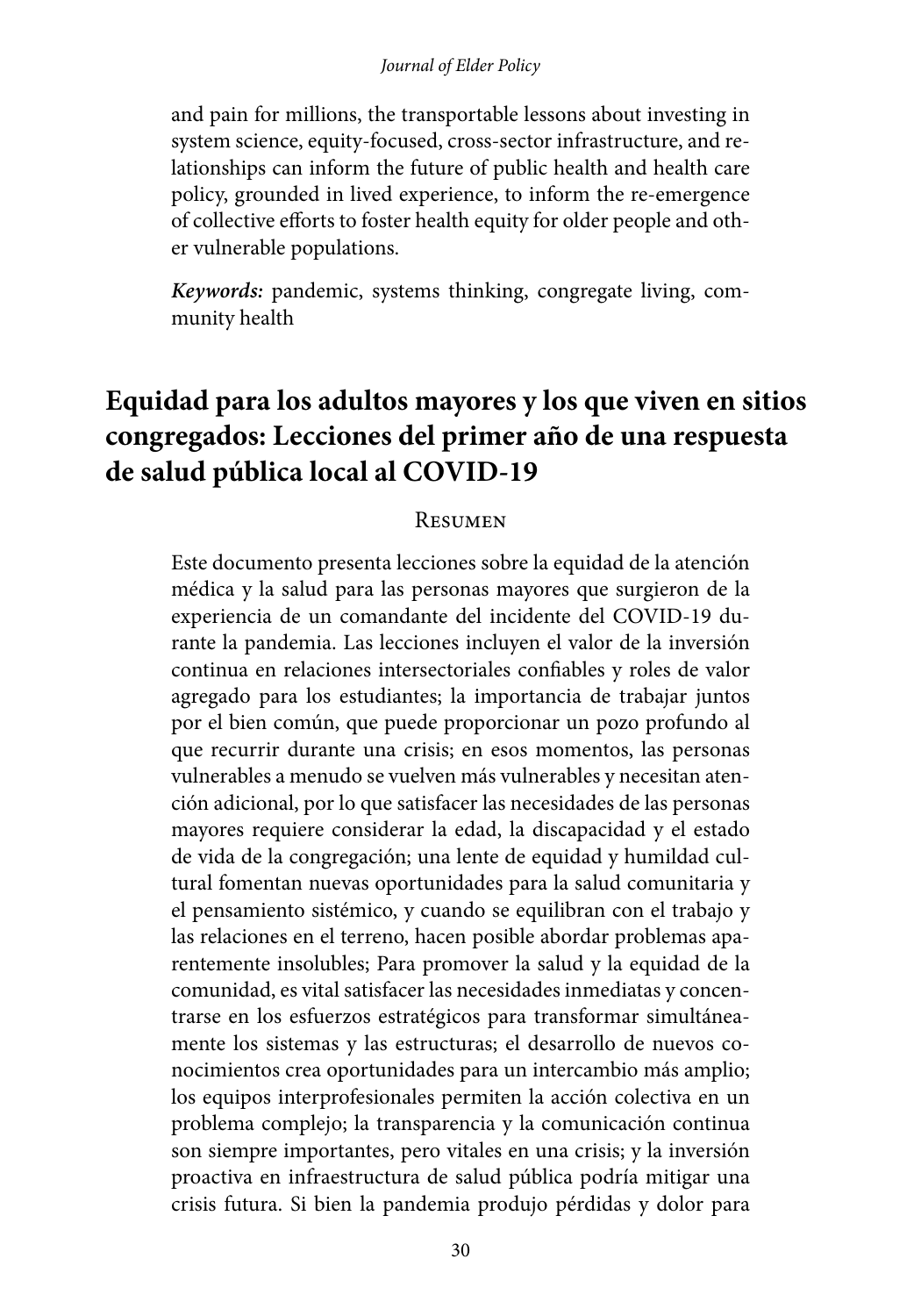and pain for millions, the transportable lessons about investing in system science, equity-focused, cross-sector infrastructure, and relationships can inform the future of public health and health care policy, grounded in lived experience, to inform the re-emergence of collective efforts to foster health equity for older people and other vulnerable populations.

***Keywords:*** pandemic, systems thinking, congregate living, community health

## Equidad para los adultos mayores y los que viven en sitios congregados: Lecciones del primer año de una respuesta de salud pública local al COVID-19

### Resumen

Este documento presenta lecciones sobre la equidad de la atención médica y la salud para las personas mayores que surgieron de la experiencia de un comandante del incidente del COVID-19 durante la pandemia. Las lecciones incluyen el valor de la inversión continua en relaciones intersectoriales confiables y roles de valor agregado para los estudiantes; la importancia de trabajar juntos por el bien común, que puede proporcionar un pozo profundo al que recurrir durante una crisis; en esos momentos, las personas vulnerables a menudo se vuelven más vulnerables y necesitan atención adicional, por lo que satisfacer las necesidades de las personas mayores requiere considerar la edad, la discapacidad y el estado de vida de la congregación; una lente de equidad y humildad cultural fomentan nuevas oportunidades para la salud comunitaria y el pensamiento sistémico, y cuando se equilibran con el trabajo y las relaciones en el terreno, hacen posible abordar problemas aparentemente insolubles; Para promover la salud y la equidad de la comunidad, es vital satisfacer las necesidades inmediatas y concentrarse en los esfuerzos estratégicos para transformar simultáneamente los sistemas y las estructuras; el desarrollo de nuevos conocimientos crea oportunidades para un intercambio más amplio; los equipos interprofesionales permiten la acción colectiva en un problema complejo; la transparencia y la comunicación continua son siempre importantes, pero vitales en una crisis; y la inversión proactiva en infraestructura de salud pública podría mitigar una crisis futura. Si bien la pandemia produjo pérdidas y dolor para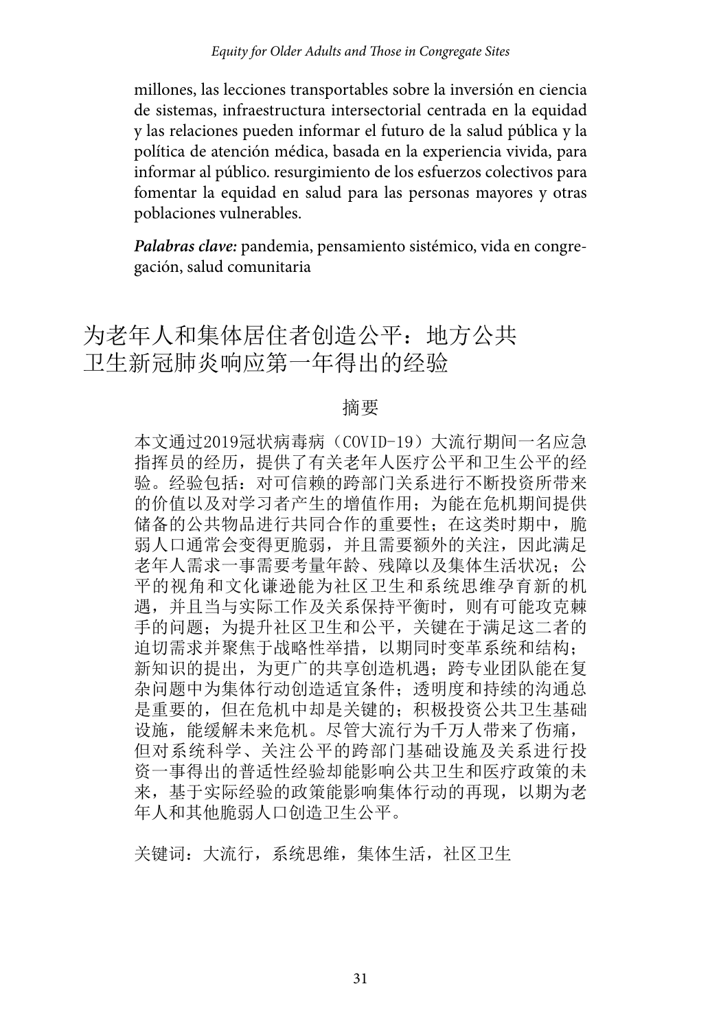millones, las lecciones transportables sobre la inversión en ciencia de sistemas, infraestructura intersectorial centrada en la equidad y las relaciones pueden informar el futuro de la salud pública y la política de atención médica, basada en la experiencia vivida, para informar al público. resurgimiento de los esfuerzos colectivos para fomentar la equidad en salud para las personas mayores y otras poblaciones vulnerables.

***Palabras clave:*** pandemia, pensamiento sistémico, vida en congregación, salud comunitaria

# 为老年人和集体居住者创造公平：地方公共卫生新冠肺炎响应第一年得出的经验

## 摘要

本文通过2019冠状病毒病（COVID-19）大流行期间一名应急指挥员的经历，提供了有关老年人医疗公平和卫生公平的经验。经验包括：对可信赖的跨部门关系进行不断投资所带来的价值以及对学习者产生的增值作用；为能在危机期间提供储备的公共物品进行共同合作的重要性；在这类时期中，脆弱人口通常会变得更脆弱，并且需要额外的关注，因此满足老年人需求一事需要考量年龄、残障以及集体生活状况；公平的视角和文化谦逊能为社区卫生和系统思维孕育新的机遇，并且当与实际工作及关系保持平衡时，则有可能攻克棘手的问题；为提升社区卫生和公平，关键在于满足这二者的迫切需求并聚焦于战略性举措，以期同时变革系统和结构；新知识的提出，为更广的共享创造机遇；跨专业团队能在复杂问题中为集体行动创造适宜条件；透明度和持续的沟通总是重要的，但在危机中却是关键的；积极投资公共卫生基础设施，能缓解未来危机。尽管大流行为千万人带来了伤痛，但对系统科学、关注公平的跨部门基础设施及关系进行投资一事得出的普适性经验却能影响公共卫生和医疗政策的未来，基于实际经验的政策能影响集体行动的再现，以期为老年人和其他脆弱人口创造卫生公平。

关键词：大流行，系统思维，集体生活，社区卫生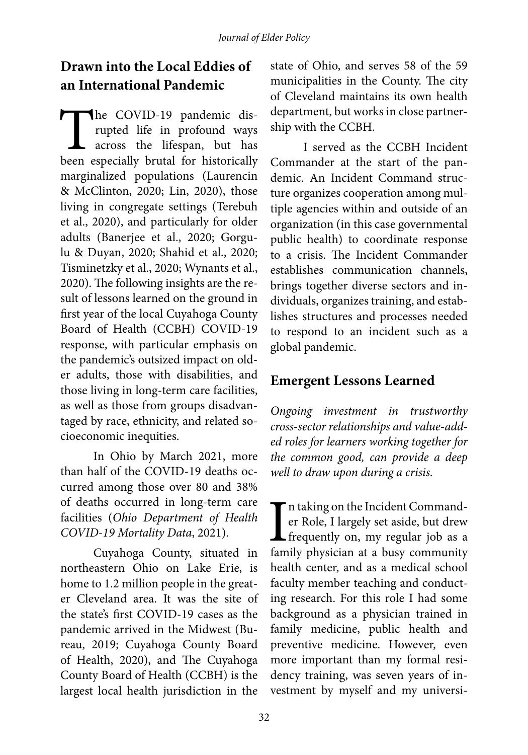## Drawn into the Local Eddies of an International Pandemic

The COVID-19 pandemic disrupted life in profound ways across the lifespan, but has been especially brutal for historically marginalized populations (Laurencin & McClinton, 2020; Lin, 2020), those living in congregate settings (Terebuh et al., 2020), and particularly for older adults (Banerjee et al., 2020; Gorgulu & Duyan, 2020; Shahid et al., 2020; Tisminetzky et al., 2020; Wynants et al., 2020). The following insights are the result of lessons learned on the ground in first year of the local Cuyahoga County Board of Health (CCBH) COVID-19 response, with particular emphasis on the pandemic's outsized impact on older adults, those with disabilities, and those living in long-term care facilities, as well as those from groups disadvantaged by race, ethnicity, and related socioeconomic inequities.

In Ohio by March 2021, more than half of the COVID-19 deaths occurred among those over 80 and 38% of deaths occurred in long-term care facilities (*Ohio Department of Health COVID-19 Mortality Data*, 2021).

Cuyahoga County, situated in northeastern Ohio on Lake Erie, is home to 1.2 million people in the greater Cleveland area. It was the site of the state's first COVID-19 cases as the pandemic arrived in the Midwest (Bureau, 2019; Cuyahoga County Board of Health, 2020), and The Cuyahoga County Board of Health (CCBH) is the largest local health jurisdiction in the state of Ohio, and serves 58 of the 59 municipalities in the County. The city of Cleveland maintains its own health department, but works in close partnership with the CCBH.

I served as the CCBH Incident Commander at the start of the pandemic. An Incident Command structure organizes cooperation among multiple agencies within and outside of an organization (in this case governmental public health) to coordinate response to a crisis. The Incident Commander establishes communication channels, brings together diverse sectors and individuals, organizes training, and establishes structures and processes needed to respond to an incident such as a global pandemic.

## Emergent Lessons Learned

*Ongoing investment in trustworthy cross-sector relationships and value-added roles for learners working together for the common good, can provide a deep well to draw upon during a crisis.*

In taking on the Incident Commander Role, I largely set aside, but drew frequently on, my regular job as a family physician at a busy community health center, and as a medical school faculty member teaching and conducting research. For this role I had some background as a physician trained in family medicine, public health and preventive medicine. However, even more important than my formal residency training, was seven years of investment by myself and my universi-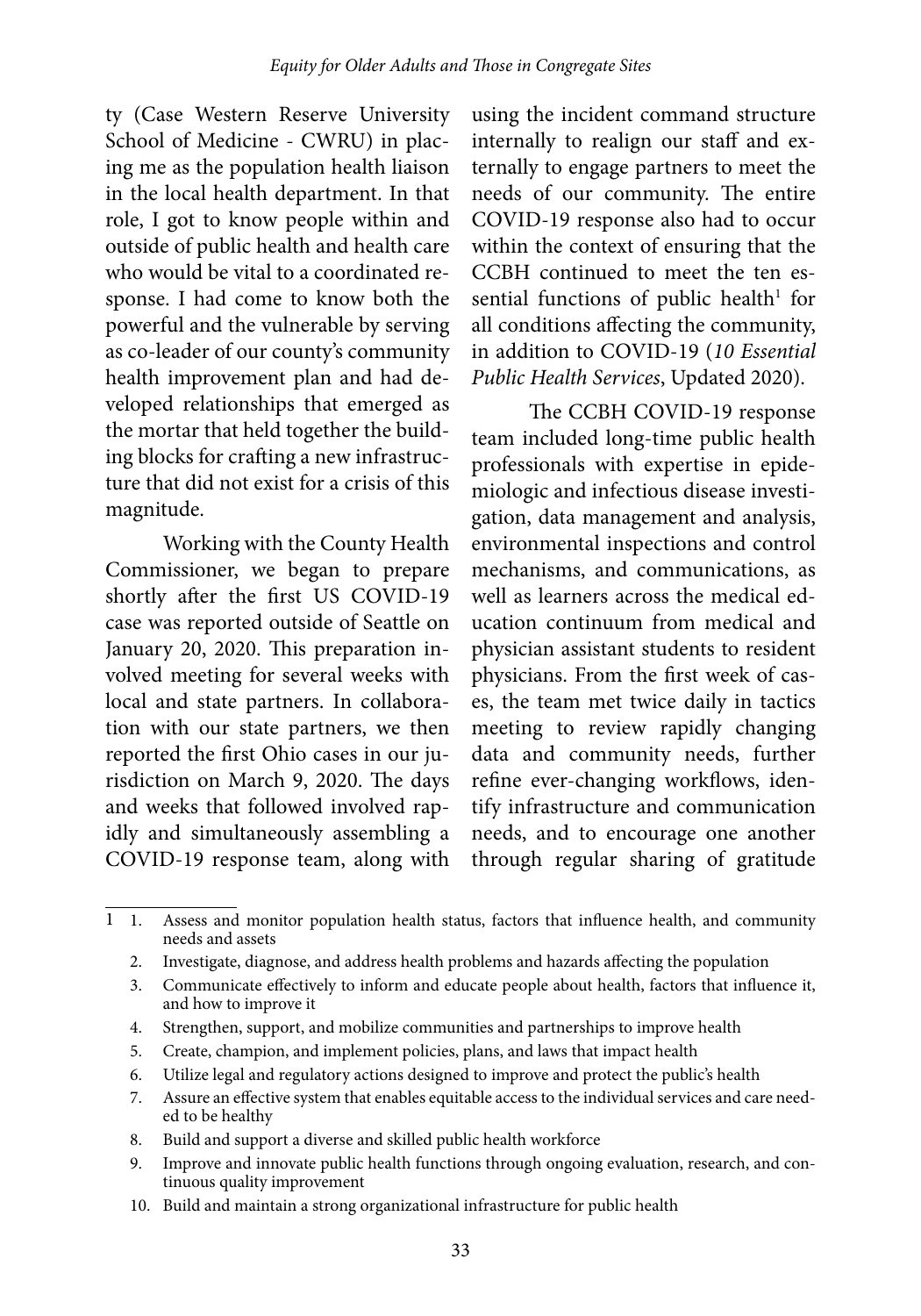ty (Case Western Reserve University School of Medicine - CWRU) in placing me as the population health liaison in the local health department. In that role, I got to know people within and outside of public health and health care who would be vital to a coordinated response. I had come to know both the powerful and the vulnerable by serving as co-leader of our county's community health improvement plan and had developed relationships that emerged as the mortar that held together the building blocks for crafting a new infrastructure that did not exist for a crisis of this magnitude.

Working with the County Health Commissioner, we began to prepare shortly after the first US COVID-19 case was reported outside of Seattle on January 20, 2020. This preparation involved meeting for several weeks with local and state partners. In collaboration with our state partners, we then reported the first Ohio cases in our jurisdiction on March 9, 2020. The days and weeks that followed involved rapidly and simultaneously assembling a COVID-19 response team, along with using the incident command structure internally to realign our staff and externally to engage partners to meet the needs of our community. The entire COVID-19 response also had to occur within the context of ensuring that the CCBH continued to meet the ten essential functions of public health[1] for all conditions affecting the community, in addition to COVID-19 (*10 Essential Public Health Services*, Updated 2020).

The CCBH COVID-19 response team included long-time public health professionals with expertise in epidemiologic and infectious disease investigation, data management and analysis, environmental inspections and control mechanisms, and communications, as well as learners across the medical education continuum from medical and physician assistant students to resident physicians. From the first week of cases, the team met twice daily in tactics meeting to review rapidly changing data and community needs, further refine ever-changing workflows, identify infrastructure and communication needs, and to encourage one another through regular sharing of gratitude

---

[1]
1. Assess and monitor population health status, factors that influence health, and community needs and assets
2. Investigate, diagnose, and address health problems and hazards affecting the population
3. Communicate effectively to inform and educate people about health, factors that influence it, and how to improve it
4. Strengthen, support, and mobilize communities and partnerships to improve health
5. Create, champion, and implement policies, plans, and laws that impact health
6. Utilize legal and regulatory actions designed to improve and protect the public's health
7. Assure an effective system that enables equitable access to the individual services and care needed to be healthy
8. Build and support a diverse and skilled public health workforce
9. Improve and innovate public health functions through ongoing evaluation, research, and continuous quality improvement
10. Build and maintain a strong organizational infrastructure for public health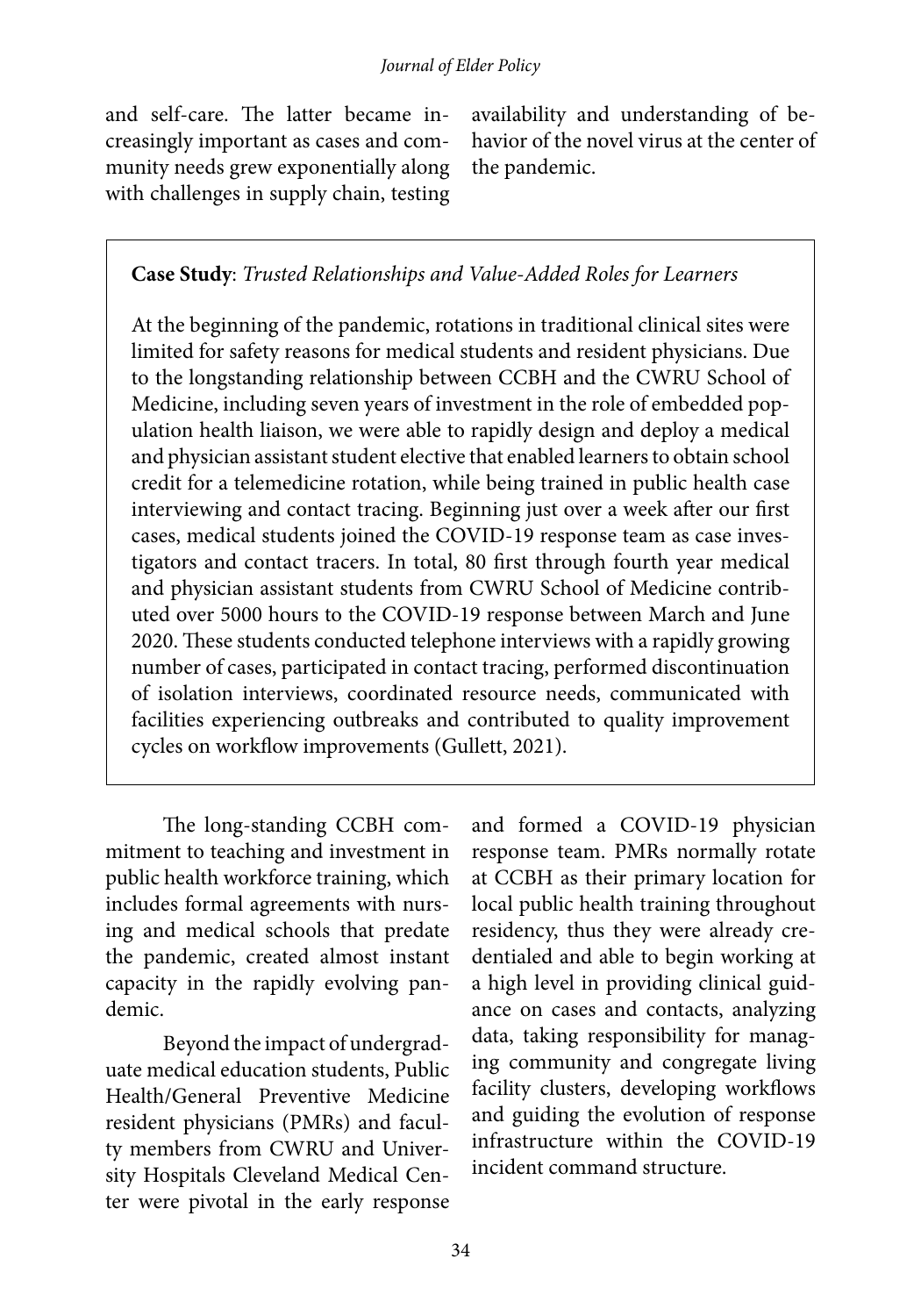and self-care. The latter became increasingly important as cases and community needs grew exponentially along with challenges in supply chain, testing availability and understanding of behavior of the novel virus at the center of the pandemic.

> **Case Study**: *Trusted Relationships and Value-Added Roles for Learners*
>
> At the beginning of the pandemic, rotations in traditional clinical sites were limited for safety reasons for medical students and resident physicians. Due to the longstanding relationship between CCBH and the CWRU School of Medicine, including seven years of investment in the role of embedded population health liaison, we were able to rapidly design and deploy a medical and physician assistant student elective that enabled learners to obtain school credit for a telemedicine rotation, while being trained in public health case interviewing and contact tracing. Beginning just over a week after our first cases, medical students joined the COVID-19 response team as case investigators and contact tracers. In total, 80 first through fourth year medical and physician assistant students from CWRU School of Medicine contributed over 5000 hours to the COVID-19 response between March and June 2020. These students conducted telephone interviews with a rapidly growing number of cases, participated in contact tracing, performed discontinuation of isolation interviews, coordinated resource needs, communicated with facilities experiencing outbreaks and contributed to quality improvement cycles on workflow improvements (Gullett, 2021).

The long-standing CCBH commitment to teaching and investment in public health workforce training, which includes formal agreements with nursing and medical schools that predate the pandemic, created almost instant capacity in the rapidly evolving pandemic.

Beyond the impact of undergraduate medical education students, Public Health/General Preventive Medicine resident physicians (PMRs) and faculty members from CWRU and University Hospitals Cleveland Medical Center were pivotal in the early response and formed a COVID-19 physician response team. PMRs normally rotate at CCBH as their primary location for local public health training throughout residency, thus they were already credentialed and able to begin working at a high level in providing clinical guidance on cases and contacts, analyzing data, taking responsibility for managing community and congregate living facility clusters, developing workflows and guiding the evolution of response infrastructure within the COVID-19 incident command structure.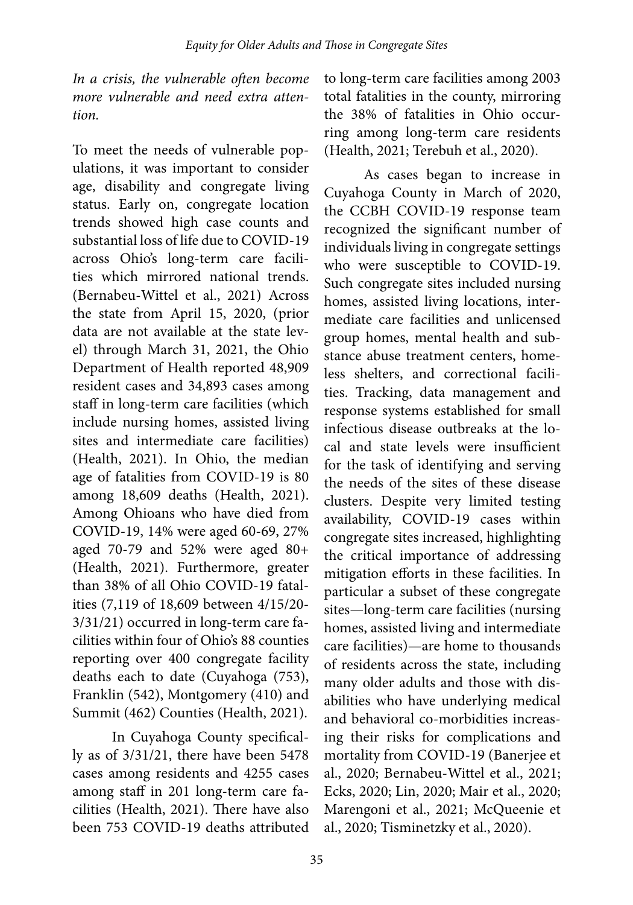*In a crisis, the vulnerable often become more vulnerable and need extra attention.*

To meet the needs of vulnerable populations, it was important to consider age, disability and congregate living status. Early on, congregate location trends showed high case counts and substantial loss of life due to COVID-19 across Ohio's long-term care facilities which mirrored national trends. (Bernabeu-Wittel et al., 2021) Across the state from April 15, 2020, (prior data are not available at the state level) through March 31, 2021, the Ohio Department of Health reported 48,909 resident cases and 34,893 cases among staff in long-term care facilities (which include nursing homes, assisted living sites and intermediate care facilities) (Health, 2021). In Ohio, the median age of fatalities from COVID-19 is 80 among 18,609 deaths (Health, 2021). Among Ohioans who have died from COVID-19, 14% were aged 60-69, 27% aged 70-79 and 52% were aged 80+ (Health, 2021). Furthermore, greater than 38% of all Ohio COVID-19 fatalities (7,119 of 18,609 between 4/15/20-3/31/21) occurred in long-term care facilities within four of Ohio's 88 counties reporting over 400 congregate facility deaths each to date (Cuyahoga (753), Franklin (542), Montgomery (410) and Summit (462) Counties (Health, 2021).

In Cuyahoga County specifically as of 3/31/21, there have been 5478 cases among residents and 4255 cases among staff in 201 long-term care facilities (Health, 2021). There have also been 753 COVID-19 deaths attributed to long-term care facilities among 2003 total fatalities in the county, mirroring the 38% of fatalities in Ohio occurring among long-term care residents (Health, 2021; Terebuh et al., 2020).

As cases began to increase in Cuyahoga County in March of 2020, the CCBH COVID-19 response team recognized the significant number of individuals living in congregate settings who were susceptible to COVID-19. Such congregate sites included nursing homes, assisted living locations, intermediate care facilities and unlicensed group homes, mental health and substance abuse treatment centers, homeless shelters, and correctional facilities. Tracking, data management and response systems established for small infectious disease outbreaks at the local and state levels were insufficient for the task of identifying and serving the needs of the sites of these disease clusters. Despite very limited testing availability, COVID-19 cases within congregate sites increased, highlighting the critical importance of addressing mitigation efforts in these facilities. In particular a subset of these congregate sites—long-term care facilities (nursing homes, assisted living and intermediate care facilities)—are home to thousands of residents across the state, including many older adults and those with disabilities who have underlying medical and behavioral co-morbidities increasing their risks for complications and mortality from COVID-19 (Banerjee et al., 2020; Bernabeu-Wittel et al., 2021; Ecks, 2020; Lin, 2020; Mair et al., 2020; Marengoni et al., 2021; McQueenie et al., 2020; Tisminetzky et al., 2020).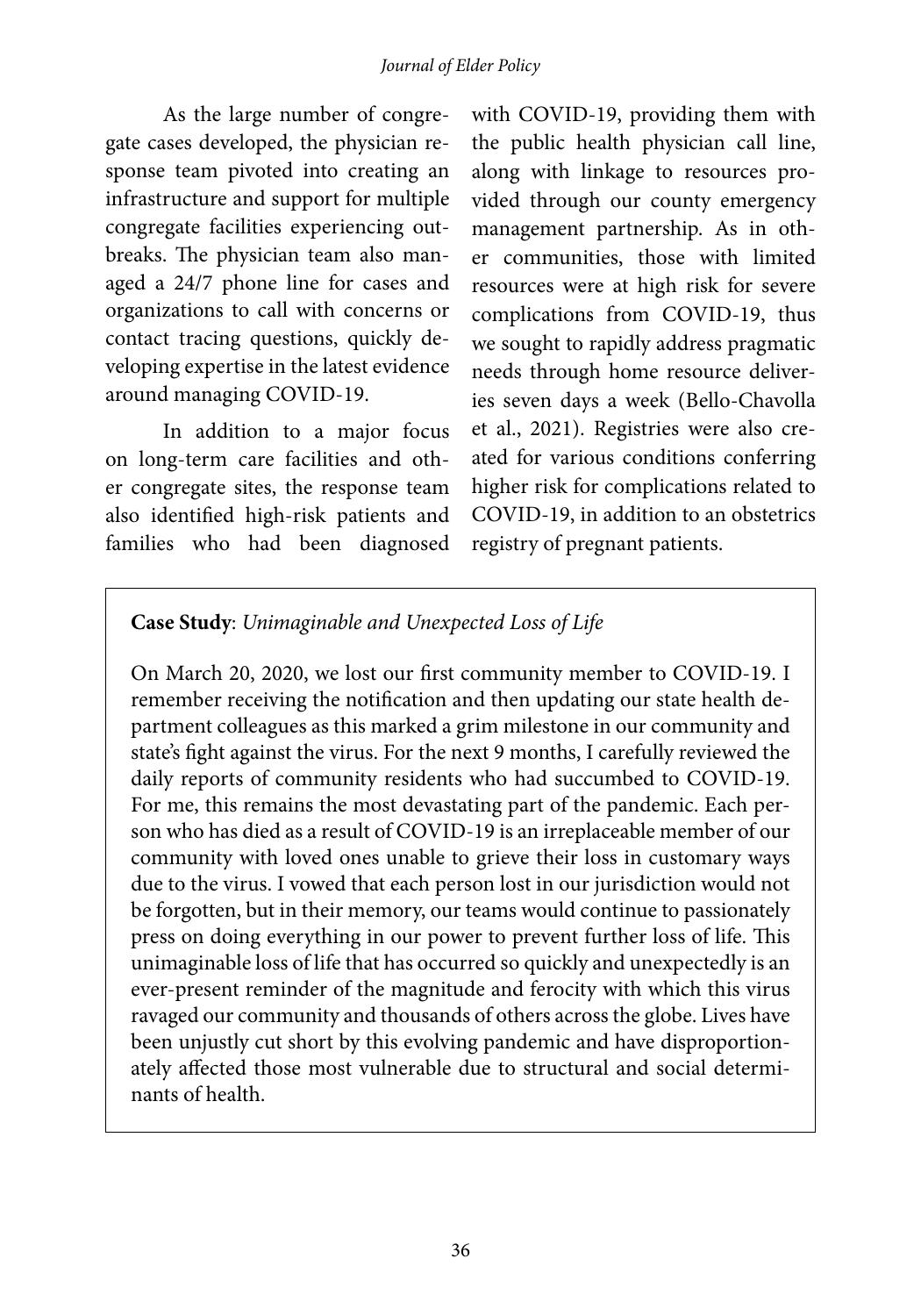As the large number of congregate cases developed, the physician response team pivoted into creating an infrastructure and support for multiple congregate facilities experiencing outbreaks. The physician team also managed a 24/7 phone line for cases and organizations to call with concerns or contact tracing questions, quickly developing expertise in the latest evidence around managing COVID-19.

In addition to a major focus on long-term care facilities and other congregate sites, the response team also identified high-risk patients and families who had been diagnosed with COVID-19, providing them with the public health physician call line, along with linkage to resources provided through our county emergency management partnership. As in other communities, those with limited resources were at high risk for severe complications from COVID-19, thus we sought to rapidly address pragmatic needs through home resource deliveries seven days a week (Bello-Chavolla et al., 2021). Registries were also created for various conditions conferring higher risk for complications related to COVID-19, in addition to an obstetrics registry of pregnant patients.

**Case Study**: *Unimaginable and Unexpected Loss of Life*

On March 20, 2020, we lost our first community member to COVID-19. I remember receiving the notification and then updating our state health department colleagues as this marked a grim milestone in our community and state's fight against the virus. For the next 9 months, I carefully reviewed the daily reports of community residents who had succumbed to COVID-19. For me, this remains the most devastating part of the pandemic. Each person who has died as a result of COVID-19 is an irreplaceable member of our community with loved ones unable to grieve their loss in customary ways due to the virus. I vowed that each person lost in our jurisdiction would not be forgotten, but in their memory, our teams would continue to passionately press on doing everything in our power to prevent further loss of life. This unimaginable loss of life that has occurred so quickly and unexpectedly is an ever-present reminder of the magnitude and ferocity with which this virus ravaged our community and thousands of others across the globe. Lives have been unjustly cut short by this evolving pandemic and have disproportionately affected those most vulnerable due to structural and social determinants of health.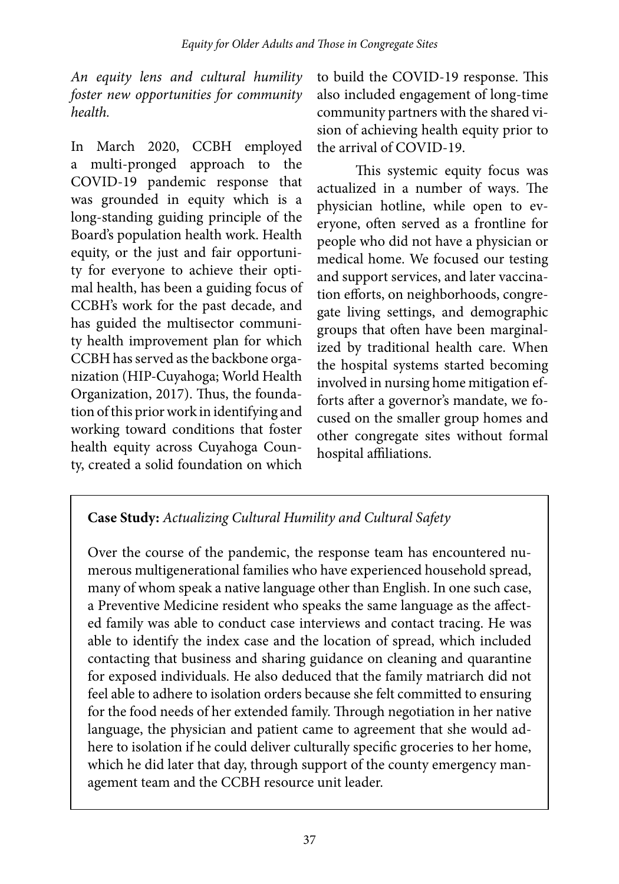*An equity lens and cultural humility foster new opportunities for community health.*

In March 2020, CCBH employed a multi-pronged approach to the COVID-19 pandemic response that was grounded in equity which is a long-standing guiding principle of the Board's population health work. Health equity, or the just and fair opportunity for everyone to achieve their optimal health, has been a guiding focus of CCBH's work for the past decade, and has guided the multisector community health improvement plan for which CCBH has served as the backbone organization (HIP-Cuyahoga; World Health Organization, 2017). Thus, the foundation of this prior work in identifying and working toward conditions that foster health equity across Cuyahoga County, created a solid foundation on which to build the COVID-19 response. This also included engagement of long-time community partners with the shared vision of achieving health equity prior to the arrival of COVID-19.

This systemic equity focus was actualized in a number of ways. The physician hotline, while open to everyone, often served as a frontline for people who did not have a physician or medical home. We focused our testing and support services, and later vaccination efforts, on neighborhoods, congregate living settings, and demographic groups that often have been marginalized by traditional health care. When the hospital systems started becoming involved in nursing home mitigation efforts after a governor's mandate, we focused on the smaller group homes and other congregate sites without formal hospital affiliations.

**Case Study:** *Actualizing Cultural Humility and Cultural Safety*

Over the course of the pandemic, the response team has encountered numerous multigenerational families who have experienced household spread, many of whom speak a native language other than English. In one such case, a Preventive Medicine resident who speaks the same language as the affected family was able to conduct case interviews and contact tracing. He was able to identify the index case and the location of spread, which included contacting that business and sharing guidance on cleaning and quarantine for exposed individuals. He also deduced that the family matriarch did not feel able to adhere to isolation orders because she felt committed to ensuring for the food needs of her extended family. Through negotiation in her native language, the physician and patient came to agreement that she would adhere to isolation if he could deliver culturally specific groceries to her home, which he did later that day, through support of the county emergency management team and the CCBH resource unit leader.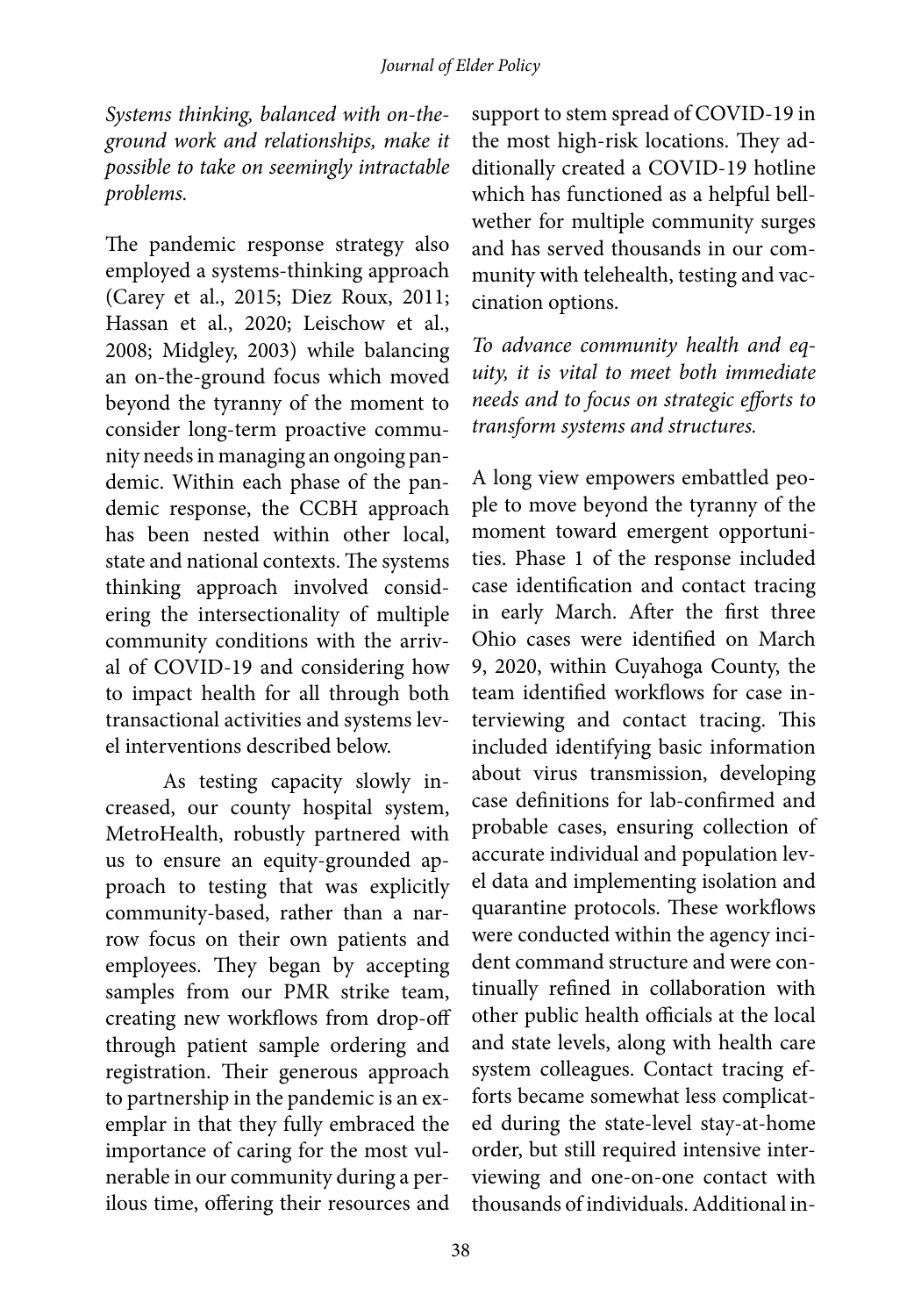*Systems thinking, balanced with on-the-ground work and relationships, make it possible to take on seemingly intractable problems.*

The pandemic response strategy also employed a systems-thinking approach (Carey et al., 2015; Diez Roux, 2011; Hassan et al., 2020; Leischow et al., 2008; Midgley, 2003) while balancing an on-the-ground focus which moved beyond the tyranny of the moment to consider long-term proactive community needs in managing an ongoing pandemic. Within each phase of the pandemic response, the CCBH approach has been nested within other local, state and national contexts. The systems thinking approach involved considering the intersectionality of multiple community conditions with the arrival of COVID-19 and considering how to impact health for all through both transactional activities and systems level interventions described below.

As testing capacity slowly increased, our county hospital system, MetroHealth, robustly partnered with us to ensure an equity-grounded approach to testing that was explicitly community-based, rather than a narrow focus on their own patients and employees. They began by accepting samples from our PMR strike team, creating new workflows from drop-off through patient sample ordering and registration. Their generous approach to partnership in the pandemic is an exemplar in that they fully embraced the importance of caring for the most vulnerable in our community during a perilous time, offering their resources and support to stem spread of COVID-19 in the most high-risk locations. They additionally created a COVID-19 hotline which has functioned as a helpful bellwether for multiple community surges and has served thousands in our community with telehealth, testing and vaccination options.

*To advance community health and equity, it is vital to meet both immediate needs and to focus on strategic efforts to transform systems and structures.*

A long view empowers embattled people to move beyond the tyranny of the moment toward emergent opportunities. Phase 1 of the response included case identification and contact tracing in early March. After the first three Ohio cases were identified on March 9, 2020, within Cuyahoga County, the team identified workflows for case interviewing and contact tracing. This included identifying basic information about virus transmission, developing case definitions for lab-confirmed and probable cases, ensuring collection of accurate individual and population level data and implementing isolation and quarantine protocols. These workflows were conducted within the agency incident command structure and were continually refined in collaboration with other public health officials at the local and state levels, along with health care system colleagues. Contact tracing efforts became somewhat less complicated during the state-level stay-at-home order, but still required intensive interviewing and one-on-one contact with thousands of individuals. Additional in-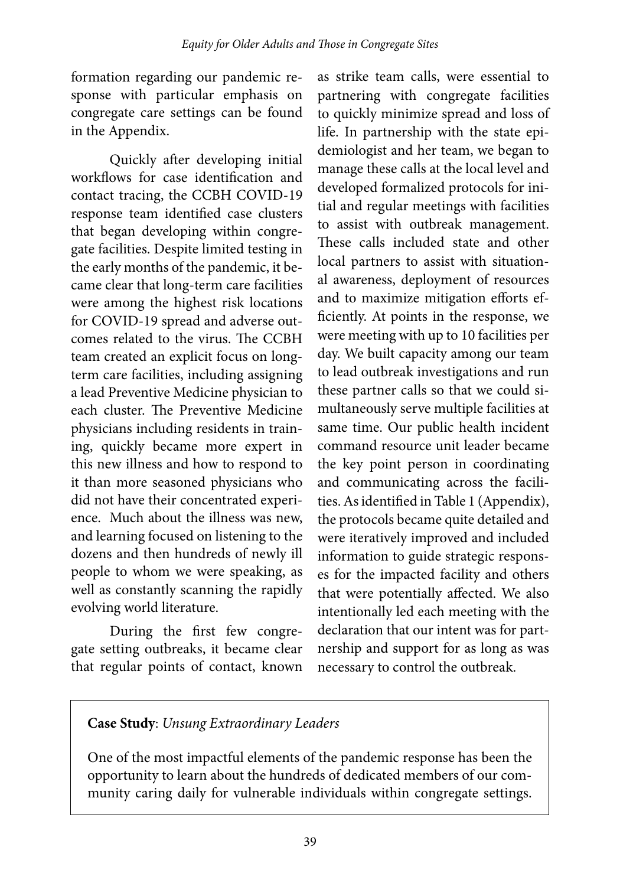formation regarding our pandemic response with particular emphasis on congregate care settings can be found in the Appendix.

Quickly after developing initial workflows for case identification and contact tracing, the CCBH COVID-19 response team identified case clusters that began developing within congregate facilities. Despite limited testing in the early months of the pandemic, it became clear that long-term care facilities were among the highest risk locations for COVID-19 spread and adverse outcomes related to the virus. The CCBH team created an explicit focus on long-term care facilities, including assigning a lead Preventive Medicine physician to each cluster. The Preventive Medicine physicians including residents in training, quickly became more expert in this new illness and how to respond to it than more seasoned physicians who did not have their concentrated experience. Much about the illness was new, and learning focused on listening to the dozens and then hundreds of newly ill people to whom we were speaking, as well as constantly scanning the rapidly evolving world literature.

During the first few congregate setting outbreaks, it became clear that regular points of contact, known as strike team calls, were essential to partnering with congregate facilities to quickly minimize spread and loss of life. In partnership with the state epidemiologist and her team, we began to manage these calls at the local level and developed formalized protocols for initial and regular meetings with facilities to assist with outbreak management. These calls included state and other local partners to assist with situational awareness, deployment of resources and to maximize mitigation efforts efficiently. At points in the response, we were meeting with up to 10 facilities per day. We built capacity among our team to lead outbreak investigations and run these partner calls so that we could simultaneously serve multiple facilities at same time. Our public health incident command resource unit leader became the key point person in coordinating and communicating across the facilities. As identified in Table 1 (Appendix), the protocols became quite detailed and were iteratively improved and included information to guide strategic responses for the impacted facility and others that were potentially affected. We also intentionally led each meeting with the declaration that our intent was for partnership and support for as long as was necessary to control the outbreak.

**Case Study**: *Unsung Extraordinary Leaders*

One of the most impactful elements of the pandemic response has been the opportunity to learn about the hundreds of dedicated members of our community caring daily for vulnerable individuals within congregate settings.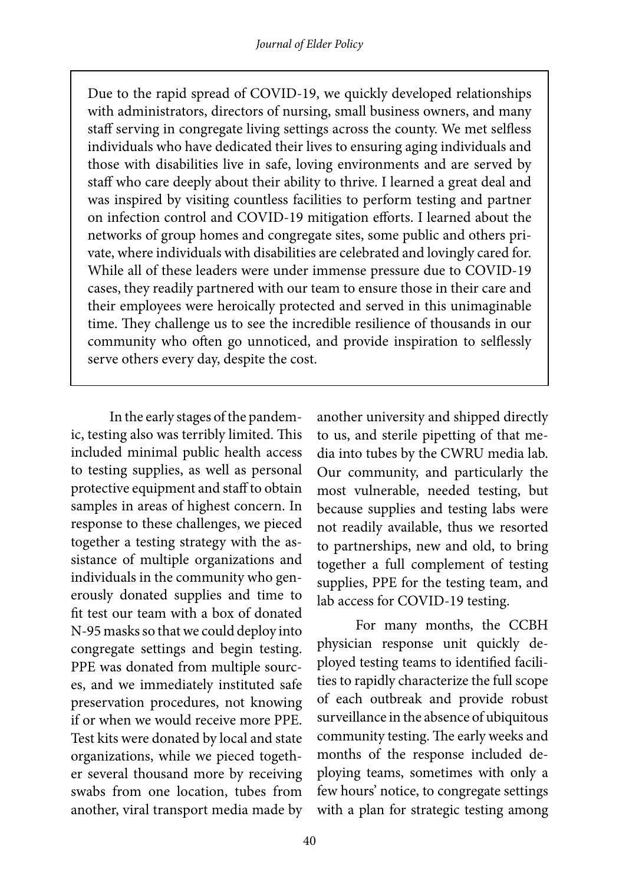> Due to the rapid spread of COVID-19, we quickly developed relationships with administrators, directors of nursing, small business owners, and many staff serving in congregate living settings across the county. We met selfless individuals who have dedicated their lives to ensuring aging individuals and those with disabilities live in safe, loving environments and are served by staff who care deeply about their ability to thrive. I learned a great deal and was inspired by visiting countless facilities to perform testing and partner on infection control and COVID-19 mitigation efforts. I learned about the networks of group homes and congregate sites, some public and others private, where individuals with disabilities are celebrated and lovingly cared for. While all of these leaders were under immense pressure due to COVID-19 cases, they readily partnered with our team to ensure those in their care and their employees were heroically protected and served in this unimaginable time. They challenge us to see the incredible resilience of thousands in our community who often go unnoticed, and provide inspiration to selflessly serve others every day, despite the cost.

In the early stages of the pandemic, testing also was terribly limited. This included minimal public health access to testing supplies, as well as personal protective equipment and staff to obtain samples in areas of highest concern. In response to these challenges, we pieced together a testing strategy with the assistance of multiple organizations and individuals in the community who generously donated supplies and time to fit test our team with a box of donated N-95 masks so that we could deploy into congregate settings and begin testing. PPE was donated from multiple sources, and we immediately instituted safe preservation procedures, not knowing if or when we would receive more PPE. Test kits were donated by local and state organizations, while we pieced together several thousand more by receiving swabs from one location, tubes from another, viral transport media made by another university and shipped directly to us, and sterile pipetting of that media into tubes by the CWRU media lab. Our community, and particularly the most vulnerable, needed testing, but because supplies and testing labs were not readily available, thus we resorted to partnerships, new and old, to bring together a full complement of testing supplies, PPE for the testing team, and lab access for COVID-19 testing.

For many months, the CCBH physician response unit quickly deployed testing teams to identified facilities to rapidly characterize the full scope of each outbreak and provide robust surveillance in the absence of ubiquitous community testing. The early weeks and months of the response included deploying teams, sometimes with only a few hours' notice, to congregate settings with a plan for strategic testing among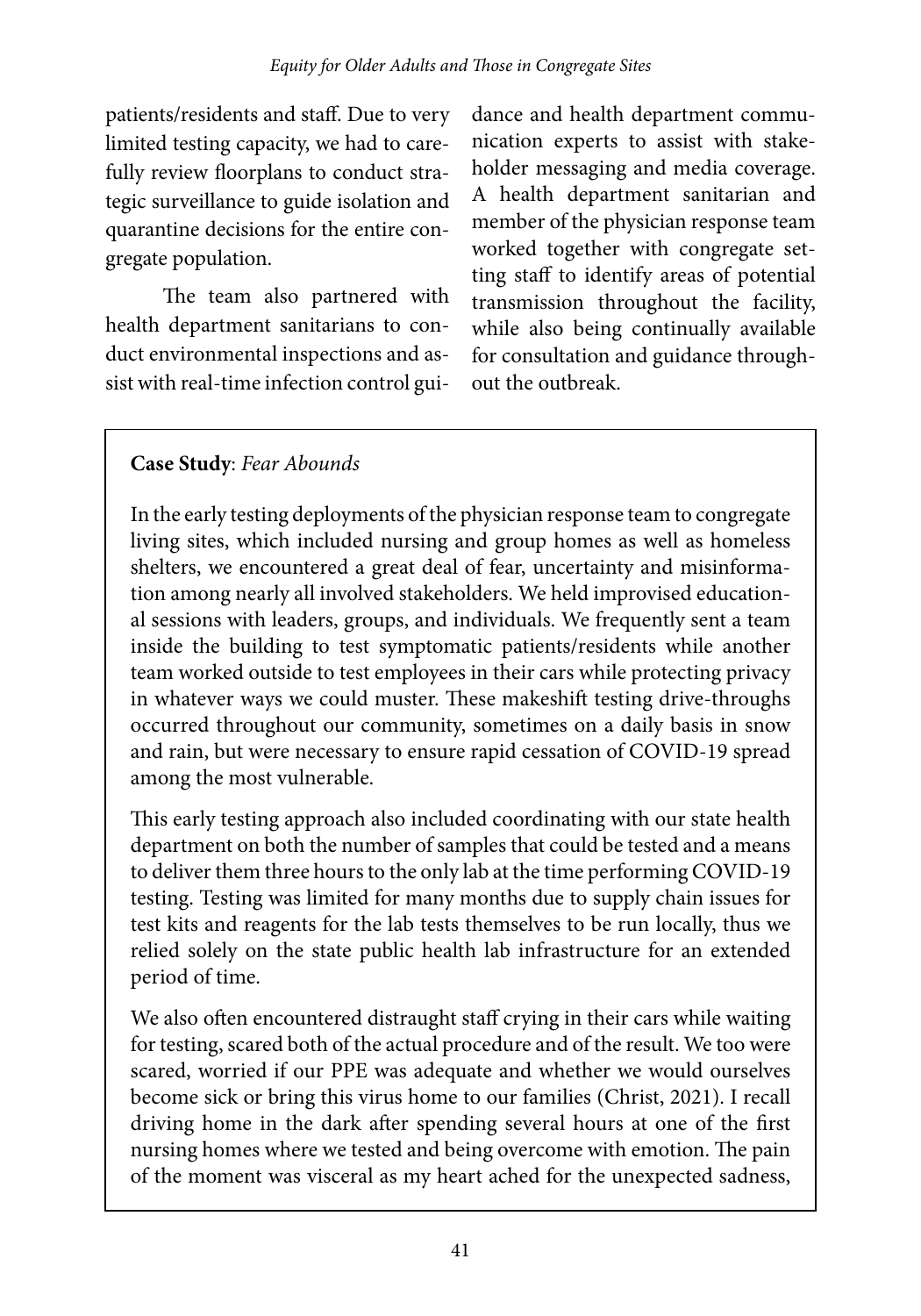patients/residents and staff. Due to very limited testing capacity, we had to carefully review floorplans to conduct strategic surveillance to guide isolation and quarantine decisions for the entire congregate population.

The team also partnered with health department sanitarians to conduct environmental inspections and assist with real-time infection control guidance and health department communication experts to assist with stakeholder messaging and media coverage. A health department sanitarian and member of the physician response team worked together with congregate setting staff to identify areas of potential transmission throughout the facility, while also being continually available for consultation and guidance throughout the outbreak.

**Case Study**: *Fear Abounds*

In the early testing deployments of the physician response team to congregate living sites, which included nursing and group homes as well as homeless shelters, we encountered a great deal of fear, uncertainty and misinformation among nearly all involved stakeholders. We held improvised educational sessions with leaders, groups, and individuals. We frequently sent a team inside the building to test symptomatic patients/residents while another team worked outside to test employees in their cars while protecting privacy in whatever ways we could muster. These makeshift testing drive-throughs occurred throughout our community, sometimes on a daily basis in snow and rain, but were necessary to ensure rapid cessation of COVID-19 spread among the most vulnerable.

This early testing approach also included coordinating with our state health department on both the number of samples that could be tested and a means to deliver them three hours to the only lab at the time performing COVID-19 testing. Testing was limited for many months due to supply chain issues for test kits and reagents for the lab tests themselves to be run locally, thus we relied solely on the state public health lab infrastructure for an extended period of time.

We also often encountered distraught staff crying in their cars while waiting for testing, scared both of the actual procedure and of the result. We too were scared, worried if our PPE was adequate and whether we would ourselves become sick or bring this virus home to our families (Christ, 2021). I recall driving home in the dark after spending several hours at one of the first nursing homes where we tested and being overcome with emotion. The pain of the moment was visceral as my heart ached for the unexpected sadness,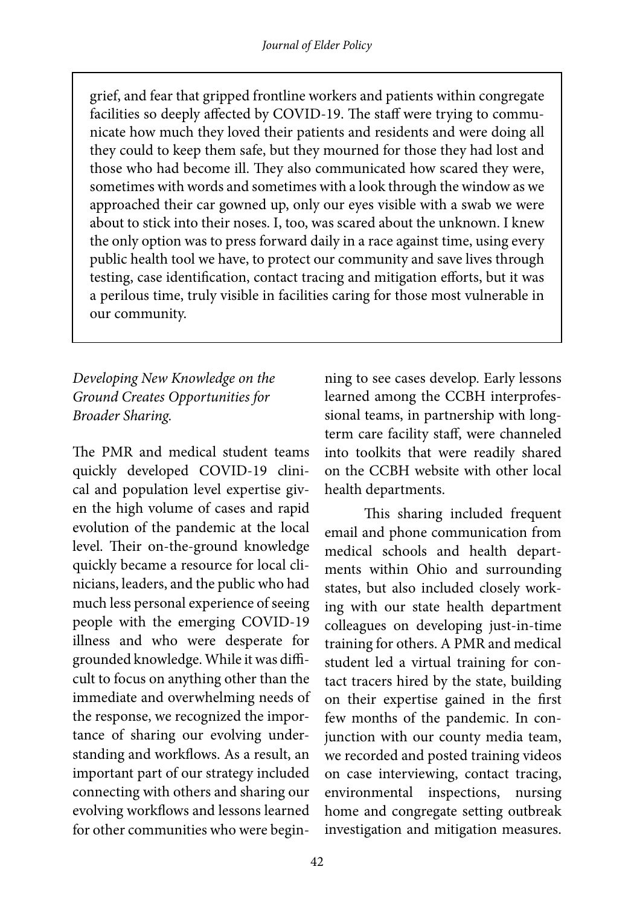grief, and fear that gripped frontline workers and patients within congregate facilities so deeply affected by COVID-19. The staff were trying to communicate how much they loved their patients and residents and were doing all they could to keep them safe, but they mourned for those they had lost and those who had become ill. They also communicated how scared they were, sometimes with words and sometimes with a look through the window as we approached their car gowned up, only our eyes visible with a swab we were about to stick into their noses. I, too, was scared about the unknown. I knew the only option was to press forward daily in a race against time, using every public health tool we have, to protect our community and save lives through testing, case identification, contact tracing and mitigation efforts, but it was a perilous time, truly visible in facilities caring for those most vulnerable in our community.

*Developing New Knowledge on the Ground Creates Opportunities for Broader Sharing.*

The PMR and medical student teams quickly developed COVID-19 clinical and population level expertise given the high volume of cases and rapid evolution of the pandemic at the local level. Their on-the-ground knowledge quickly became a resource for local clinicians, leaders, and the public who had much less personal experience of seeing people with the emerging COVID-19 illness and who were desperate for grounded knowledge. While it was difficult to focus on anything other than the immediate and overwhelming needs of the response, we recognized the importance of sharing our evolving understanding and workflows. As a result, an important part of our strategy included connecting with others and sharing our evolving workflows and lessons learned for other communities who were beginning to see cases develop. Early lessons learned among the CCBH interprofessional teams, in partnership with long-term care facility staff, were channeled into toolkits that were readily shared on the CCBH website with other local health departments.

This sharing included frequent email and phone communication from medical schools and health departments within Ohio and surrounding states, but also included closely working with our state health department colleagues on developing just-in-time training for others. A PMR and medical student led a virtual training for contact tracers hired by the state, building on their expertise gained in the first few months of the pandemic. In conjunction with our county media team, we recorded and posted training videos on case interviewing, contact tracing, environmental inspections, nursing home and congregate setting outbreak investigation and mitigation measures.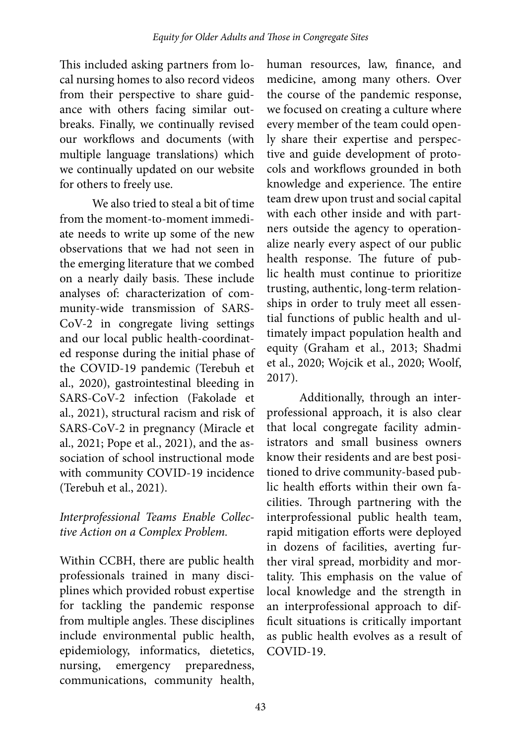This included asking partners from local nursing homes to also record videos from their perspective to share guidance with others facing similar outbreaks. Finally, we continually revised our workflows and documents (with multiple language translations) which we continually updated on our website for others to freely use.

We also tried to steal a bit of time from the moment-to-moment immediate needs to write up some of the new observations that we had not seen in the emerging literature that we combed on a nearly daily basis. These include analyses of: characterization of community-wide transmission of SARS-CoV-2 in congregate living settings and our local public health-coordinated response during the initial phase of the COVID-19 pandemic (Terebuh et al., 2020), gastrointestinal bleeding in SARS-CoV-2 infection (Fakolade et al., 2021), structural racism and risk of SARS-CoV-2 in pregnancy (Miracle et al., 2021; Pope et al., 2021), and the association of school instructional mode with community COVID-19 incidence (Terebuh et al., 2021).

*Interprofessional Teams Enable Collective Action on a Complex Problem.*

Within CCBH, there are public health professionals trained in many disciplines which provided robust expertise for tackling the pandemic response from multiple angles. These disciplines include environmental public health, epidemiology, informatics, dietetics, nursing, emergency preparedness, communications, community health, human resources, law, finance, and medicine, among many others. Over the course of the pandemic response, we focused on creating a culture where every member of the team could openly share their expertise and perspective and guide development of protocols and workflows grounded in both knowledge and experience. The entire team drew upon trust and social capital with each other inside and with partners outside the agency to operationalize nearly every aspect of our public health response. The future of public health must continue to prioritize trusting, authentic, long-term relationships in order to truly meet all essential functions of public health and ultimately impact population health and equity (Graham et al., 2013; Shadmi et al., 2020; Wojcik et al., 2020; Woolf, 2017).

Additionally, through an interprofessional approach, it is also clear that local congregate facility administrators and small business owners know their residents and are best positioned to drive community-based public health efforts within their own facilities. Through partnering with the interprofessional public health team, rapid mitigation efforts were deployed in dozens of facilities, averting further viral spread, morbidity and mortality. This emphasis on the value of local knowledge and the strength in an interprofessional approach to difficult situations is critically important as public health evolves as a result of COVID-19.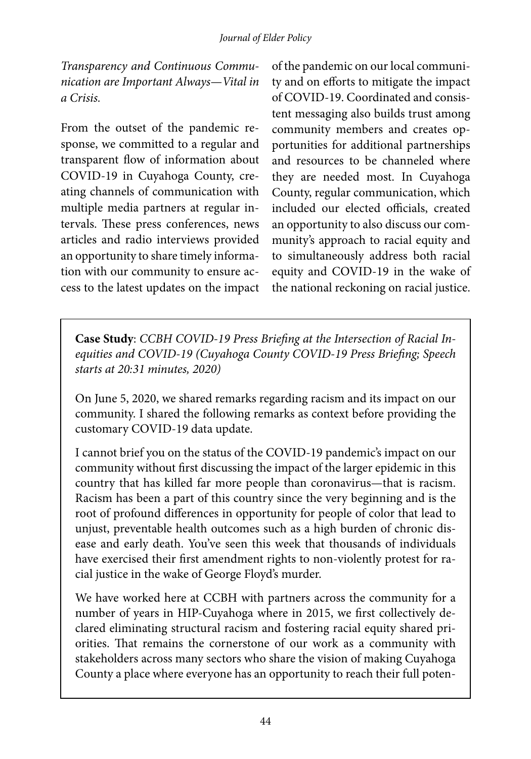*Transparency and Continuous Communication are Important Always—Vital in a Crisis.*

From the outset of the pandemic response, we committed to a regular and transparent flow of information about COVID-19 in Cuyahoga County, creating channels of communication with multiple media partners at regular intervals. These press conferences, news articles and radio interviews provided an opportunity to share timely information with our community to ensure access to the latest updates on the impact of the pandemic on our local community and on efforts to mitigate the impact of COVID-19. Coordinated and consistent messaging also builds trust among community members and creates opportunities for additional partnerships and resources to be channeled where they are needed most. In Cuyahoga County, regular communication, which included our elected officials, created an opportunity to also discuss our community's approach to racial equity and to simultaneously address both racial equity and COVID-19 in the wake of the national reckoning on racial justice.

**Case Study**: *CCBH COVID-19 Press Briefing at the Intersection of Racial Inequities and COVID-19 (Cuyahoga County COVID-19 Press Briefing; Speech starts at 20:31 minutes, 2020)*

On June 5, 2020, we shared remarks regarding racism and its impact on our community. I shared the following remarks as context before providing the customary COVID-19 data update.

I cannot brief you on the status of the COVID-19 pandemic's impact on our community without first discussing the impact of the larger epidemic in this country that has killed far more people than coronavirus—that is racism. Racism has been a part of this country since the very beginning and is the root of profound differences in opportunity for people of color that lead to unjust, preventable health outcomes such as a high burden of chronic disease and early death. You've seen this week that thousands of individuals have exercised their first amendment rights to non-violently protest for racial justice in the wake of George Floyd's murder.

We have worked here at CCBH with partners across the community for a number of years in HIP-Cuyahoga where in 2015, we first collectively declared eliminating structural racism and fostering racial equity shared priorities. That remains the cornerstone of our work as a community with stakeholders across many sectors who share the vision of making Cuyahoga County a place where everyone has an opportunity to reach their full poten-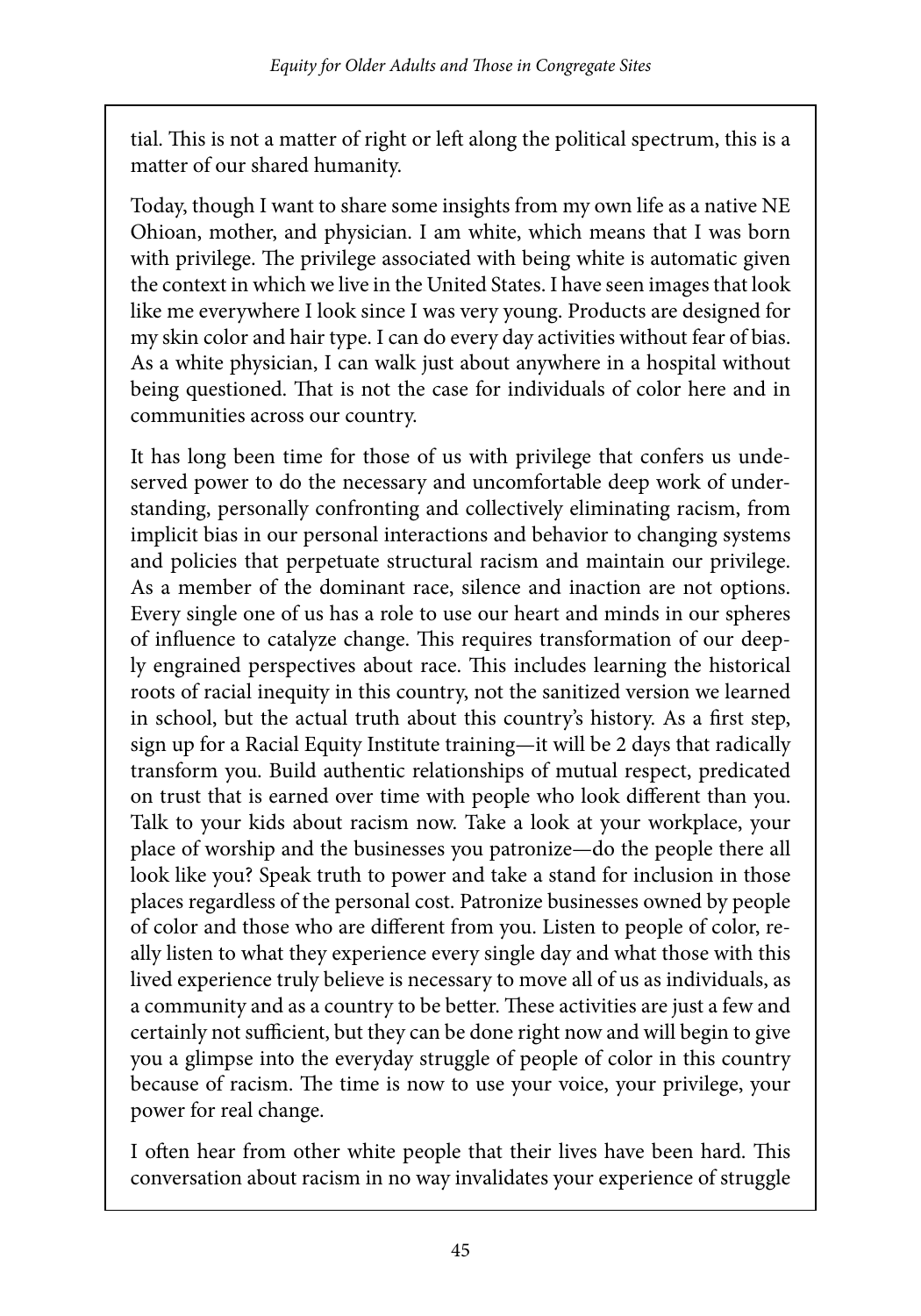tial. This is not a matter of right or left along the political spectrum, this is a matter of our shared humanity.

Today, though I want to share some insights from my own life as a native NE Ohioan, mother, and physician. I am white, which means that I was born with privilege. The privilege associated with being white is automatic given the context in which we live in the United States. I have seen images that look like me everywhere I look since I was very young. Products are designed for my skin color and hair type. I can do every day activities without fear of bias. As a white physician, I can walk just about anywhere in a hospital without being questioned. That is not the case for individuals of color here and in communities across our country.

It has long been time for those of us with privilege that confers us undeserved power to do the necessary and uncomfortable deep work of understanding, personally confronting and collectively eliminating racism, from implicit bias in our personal interactions and behavior to changing systems and policies that perpetuate structural racism and maintain our privilege. As a member of the dominant race, silence and inaction are not options. Every single one of us has a role to use our heart and minds in our spheres of influence to catalyze change. This requires transformation of our deeply engrained perspectives about race. This includes learning the historical roots of racial inequity in this country, not the sanitized version we learned in school, but the actual truth about this country's history. As a first step, sign up for a Racial Equity Institute training—it will be 2 days that radically transform you. Build authentic relationships of mutual respect, predicated on trust that is earned over time with people who look different than you. Talk to your kids about racism now. Take a look at your workplace, your place of worship and the businesses you patronize—do the people there all look like you? Speak truth to power and take a stand for inclusion in those places regardless of the personal cost. Patronize businesses owned by people of color and those who are different from you. Listen to people of color, really listen to what they experience every single day and what those with this lived experience truly believe is necessary to move all of us as individuals, as a community and as a country to be better. These activities are just a few and certainly not sufficient, but they can be done right now and will begin to give you a glimpse into the everyday struggle of people of color in this country because of racism. The time is now to use your voice, your privilege, your power for real change.

I often hear from other white people that their lives have been hard. This conversation about racism in no way invalidates your experience of struggle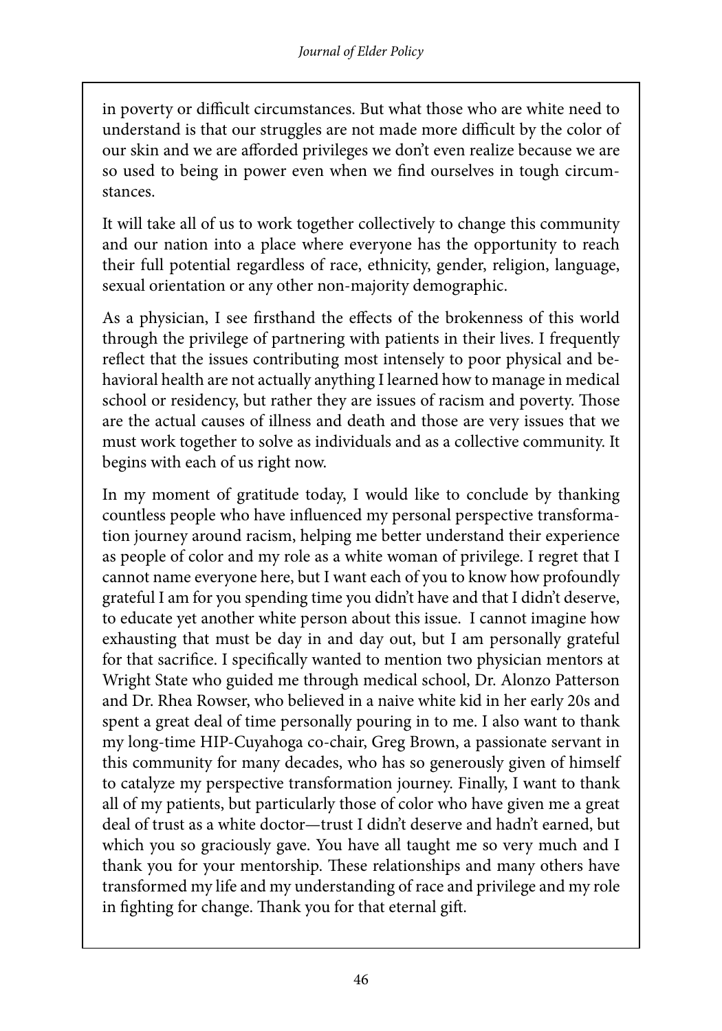in poverty or difficult circumstances. But what those who are white need to understand is that our struggles are not made more difficult by the color of our skin and we are afforded privileges we don't even realize because we are so used to being in power even when we find ourselves in tough circumstances.

It will take all of us to work together collectively to change this community and our nation into a place where everyone has the opportunity to reach their full potential regardless of race, ethnicity, gender, religion, language, sexual orientation or any other non-majority demographic.

As a physician, I see firsthand the effects of the brokenness of this world through the privilege of partnering with patients in their lives. I frequently reflect that the issues contributing most intensely to poor physical and behavioral health are not actually anything I learned how to manage in medical school or residency, but rather they are issues of racism and poverty. Those are the actual causes of illness and death and those are very issues that we must work together to solve as individuals and as a collective community. It begins with each of us right now.

In my moment of gratitude today, I would like to conclude by thanking countless people who have influenced my personal perspective transformation journey around racism, helping me better understand their experience as people of color and my role as a white woman of privilege. I regret that I cannot name everyone here, but I want each of you to know how profoundly grateful I am for you spending time you didn't have and that I didn't deserve, to educate yet another white person about this issue. I cannot imagine how exhausting that must be day in and day out, but I am personally grateful for that sacrifice. I specifically wanted to mention two physician mentors at Wright State who guided me through medical school, Dr. Alonzo Patterson and Dr. Rhea Rowser, who believed in a naive white kid in her early 20s and spent a great deal of time personally pouring in to me. I also want to thank my long-time HIP-Cuyahoga co-chair, Greg Brown, a passionate servant in this community for many decades, who has so generously given of himself to catalyze my perspective transformation journey. Finally, I want to thank all of my patients, but particularly those of color who have given me a great deal of trust as a white doctor—trust I didn't deserve and hadn't earned, but which you so graciously gave. You have all taught me so very much and I thank you for your mentorship. These relationships and many others have transformed my life and my understanding of race and privilege and my role in fighting for change. Thank you for that eternal gift.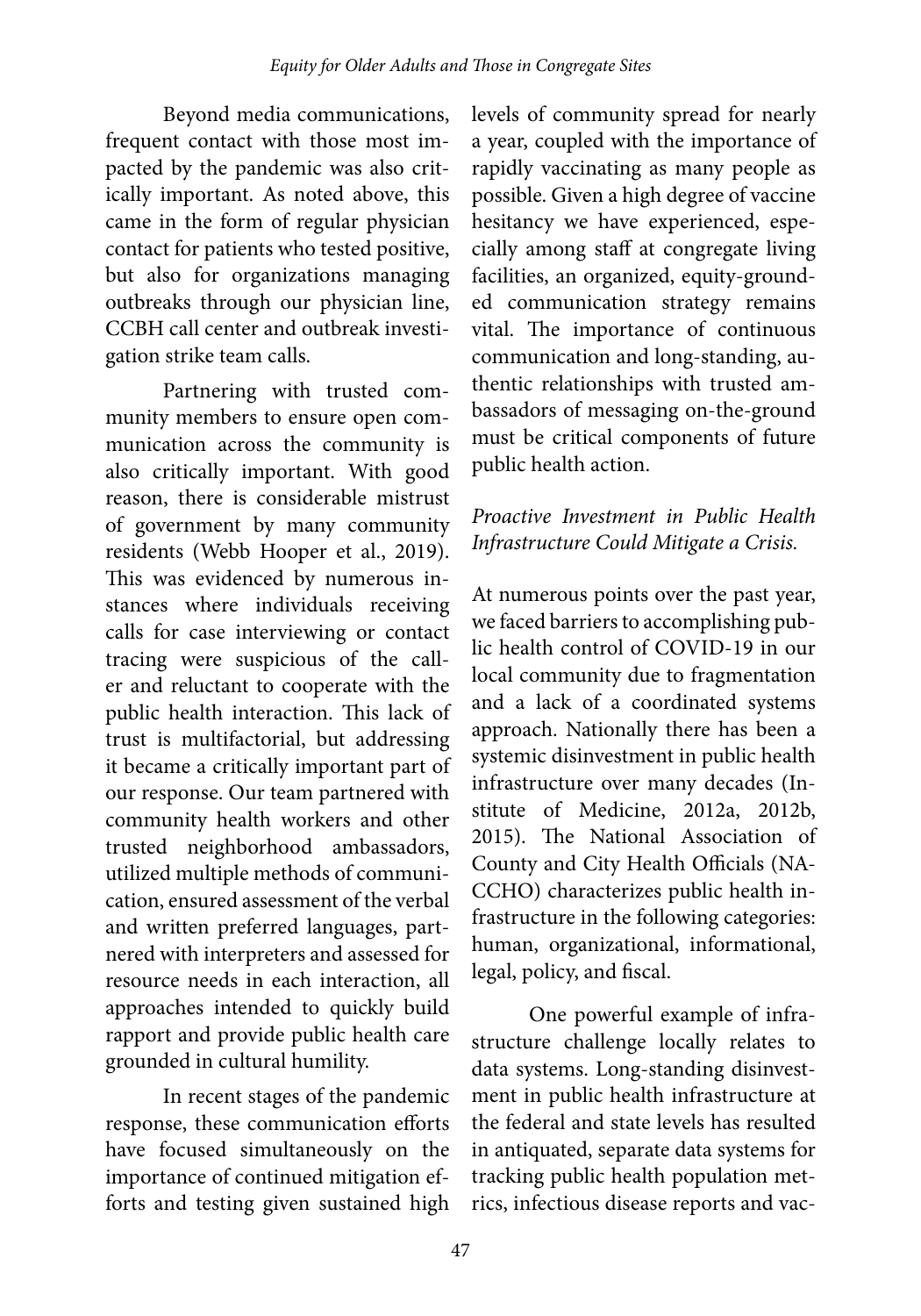Beyond media communications, frequent contact with those most impacted by the pandemic was also critically important. As noted above, this came in the form of regular physician contact for patients who tested positive, but also for organizations managing outbreaks through our physician line, CCBH call center and outbreak investigation strike team calls.

Partnering with trusted community members to ensure open communication across the community is also critically important. With good reason, there is considerable mistrust of government by many community residents (Webb Hooper et al., 2019). This was evidenced by numerous instances where individuals receiving calls for case interviewing or contact tracing were suspicious of the caller and reluctant to cooperate with the public health interaction. This lack of trust is multifactorial, but addressing it became a critically important part of our response. Our team partnered with community health workers and other trusted neighborhood ambassadors, utilized multiple methods of communication, ensured assessment of the verbal and written preferred languages, partnered with interpreters and assessed for resource needs in each interaction, all approaches intended to quickly build rapport and provide public health care grounded in cultural humility.

In recent stages of the pandemic response, these communication efforts have focused simultaneously on the importance of continued mitigation efforts and testing given sustained high levels of community spread for nearly a year, coupled with the importance of rapidly vaccinating as many people as possible. Given a high degree of vaccine hesitancy we have experienced, especially among staff at congregate living facilities, an organized, equity-grounded communication strategy remains vital. The importance of continuous communication and long-standing, authentic relationships with trusted ambassadors of messaging on-the-ground must be critical components of future public health action.

*Proactive Investment in Public Health Infrastructure Could Mitigate a Crisis.*

At numerous points over the past year, we faced barriers to accomplishing public health control of COVID-19 in our local community due to fragmentation and a lack of a coordinated systems approach. Nationally there has been a systemic disinvestment in public health infrastructure over many decades (Institute of Medicine, 2012a, 2012b, 2015). The National Association of County and City Health Officials (NACCHO) characterizes public health infrastructure in the following categories: human, organizational, informational, legal, policy, and fiscal.

One powerful example of infrastructure challenge locally relates to data systems. Long-standing disinvestment in public health infrastructure at the federal and state levels has resulted in antiquated, separate data systems for tracking public health population metrics, infectious disease reports and vac-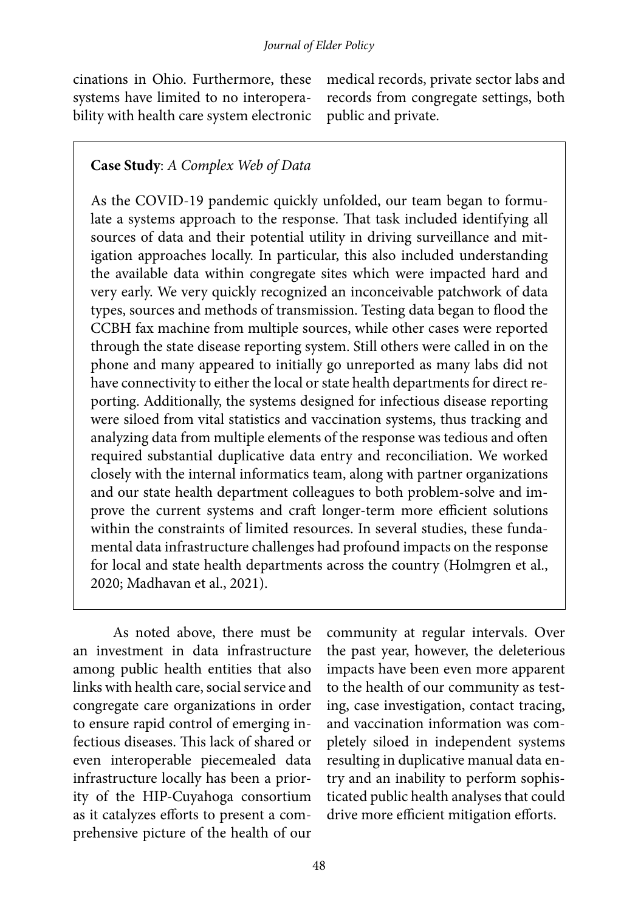cinations in Ohio. Furthermore, these systems have limited to no interoperability with health care system electronic medical records, private sector labs and records from congregate settings, both public and private.

> **Case Study**: *A Complex Web of Data*
>
> As the COVID-19 pandemic quickly unfolded, our team began to formulate a systems approach to the response. That task included identifying all sources of data and their potential utility in driving surveillance and mitigation approaches locally. In particular, this also included understanding the available data within congregate sites which were impacted hard and very early. We very quickly recognized an inconceivable patchwork of data types, sources and methods of transmission. Testing data began to flood the CCBH fax machine from multiple sources, while other cases were reported through the state disease reporting system. Still others were called in on the phone and many appeared to initially go unreported as many labs did not have connectivity to either the local or state health departments for direct reporting. Additionally, the systems designed for infectious disease reporting were siloed from vital statistics and vaccination systems, thus tracking and analyzing data from multiple elements of the response was tedious and often required substantial duplicative data entry and reconciliation. We worked closely with the internal informatics team, along with partner organizations and our state health department colleagues to both problem-solve and improve the current systems and craft longer-term more efficient solutions within the constraints of limited resources. In several studies, these fundamental data infrastructure challenges had profound impacts on the response for local and state health departments across the country (Holmgren et al., 2020; Madhavan et al., 2021).

As noted above, there must be an investment in data infrastructure among public health entities that also links with health care, social service and congregate care organizations in order to ensure rapid control of emerging infectious diseases. This lack of shared or even interoperable piecemealed data infrastructure locally has been a priority of the HIP-Cuyahoga consortium as it catalyzes efforts to present a comprehensive picture of the health of our community at regular intervals. Over the past year, however, the deleterious impacts have been even more apparent to the health of our community as testing, case investigation, contact tracing, and vaccination information was completely siloed in independent systems resulting in duplicative manual data entry and an inability to perform sophisticated public health analyses that could drive more efficient mitigation efforts.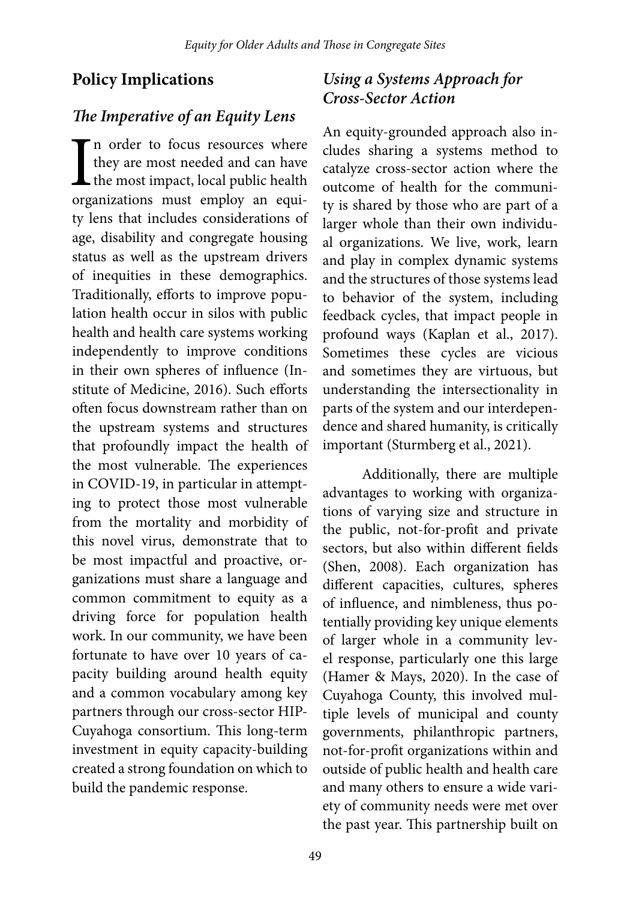## Policy Implications

### *The Imperative of an Equity Lens*

In order to focus resources where they are most needed and can have the most impact, local public health organizations must employ an equity lens that includes considerations of age, disability and congregate housing status as well as the upstream drivers of inequities in these demographics. Traditionally, efforts to improve population health occur in silos with public health and health care systems working independently to improve conditions in their own spheres of influence (Institute of Medicine, 2016). Such efforts often focus downstream rather than on the upstream systems and structures that profoundly impact the health of the most vulnerable. The experiences in COVID-19, in particular in attempting to protect those most vulnerable from the mortality and morbidity of this novel virus, demonstrate that to be most impactful and proactive, organizations must share a language and common commitment to equity as a driving force for population health work. In our community, we have been fortunate to have over 10 years of capacity building around health equity and a common vocabulary among key partners through our cross-sector HIP-Cuyahoga consortium. This long-term investment in equity capacity-building created a strong foundation on which to build the pandemic response.

### *Using a Systems Approach for Cross-Sector Action*

An equity-grounded approach also includes sharing a systems method to catalyze cross-sector action where the outcome of health for the community is shared by those who are part of a larger whole than their own individual organizations. We live, work, learn and play in complex dynamic systems and the structures of those systems lead to behavior of the system, including feedback cycles, that impact people in profound ways (Kaplan et al., 2017). Sometimes these cycles are vicious and sometimes they are virtuous, but understanding the intersectionality in parts of the system and our interdependence and shared humanity, is critically important (Sturmberg et al., 2021).

Additionally, there are multiple advantages to working with organizations of varying size and structure in the public, not-for-profit and private sectors, but also within different fields (Shen, 2008). Each organization has different capacities, cultures, spheres of influence, and nimbleness, thus potentially providing key unique elements of larger whole in a community level response, particularly one this large (Hamer & Mays, 2020). In the case of Cuyahoga County, this involved multiple levels of municipal and county governments, philanthropic partners, not-for-profit organizations within and outside of public health and health care and many others to ensure a wide variety of community needs were met over the past year. This partnership built on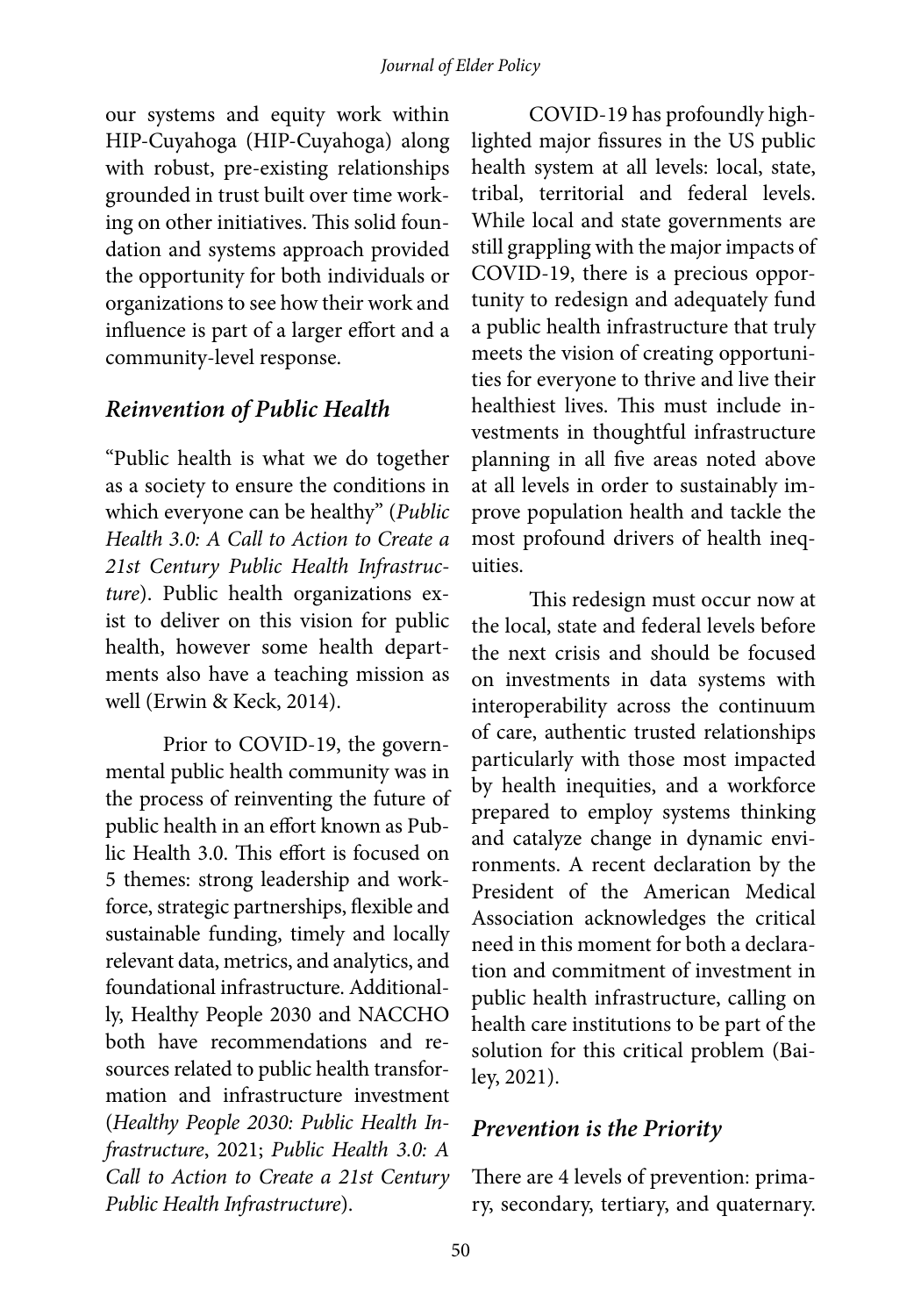our systems and equity work within HIP-Cuyahoga (HIP-Cuyahoga) along with robust, pre-existing relationships grounded in trust built over time working on other initiatives. This solid foundation and systems approach provided the opportunity for both individuals or organizations to see how their work and influence is part of a larger effort and a community-level response.

## *Reinvention of Public Health*

"Public health is what we do together as a society to ensure the conditions in which everyone can be healthy" (*Public Health 3.0: A Call to Action to Create a 21st Century Public Health Infrastructure*). Public health organizations exist to deliver on this vision for public health, however some health departments also have a teaching mission as well (Erwin & Keck, 2014).

Prior to COVID-19, the governmental public health community was in the process of reinventing the future of public health in an effort known as Public Health 3.0. This effort is focused on 5 themes: strong leadership and workforce, strategic partnerships, flexible and sustainable funding, timely and locally relevant data, metrics, and analytics, and foundational infrastructure. Additionally, Healthy People 2030 and NACCHO both have recommendations and resources related to public health transformation and infrastructure investment (*Healthy People 2030: Public Health Infrastructure*, 2021; *Public Health 3.0: A Call to Action to Create a 21st Century Public Health Infrastructure*).

COVID-19 has profoundly highlighted major fissures in the US public health system at all levels: local, state, tribal, territorial and federal levels. While local and state governments are still grappling with the major impacts of COVID-19, there is a precious opportunity to redesign and adequately fund a public health infrastructure that truly meets the vision of creating opportunities for everyone to thrive and live their healthiest lives. This must include investments in thoughtful infrastructure planning in all five areas noted above at all levels in order to sustainably improve population health and tackle the most profound drivers of health inequities.

This redesign must occur now at the local, state and federal levels before the next crisis and should be focused on investments in data systems with interoperability across the continuum of care, authentic trusted relationships particularly with those most impacted by health inequities, and a workforce prepared to employ systems thinking and catalyze change in dynamic environments. A recent declaration by the President of the American Medical Association acknowledges the critical need in this moment for both a declaration and commitment of investment in public health infrastructure, calling on health care institutions to be part of the solution for this critical problem (Bailey, 2021).

## *Prevention is the Priority*

There are 4 levels of prevention: primary, secondary, tertiary, and quaternary.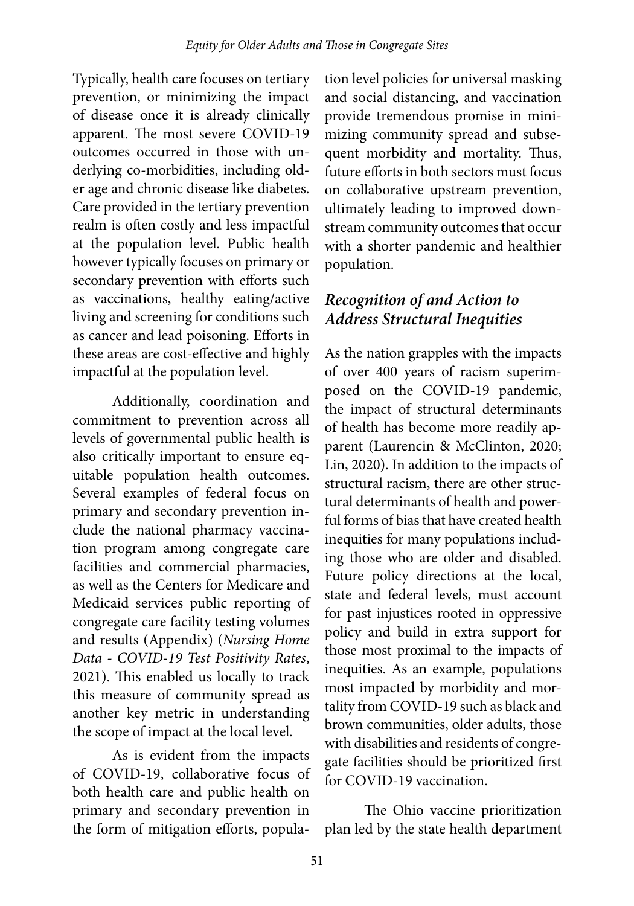Typically, health care focuses on tertiary prevention, or minimizing the impact of disease once it is already clinically apparent. The most severe COVID-19 outcomes occurred in those with underlying co-morbidities, including older age and chronic disease like diabetes. Care provided in the tertiary prevention realm is often costly and less impactful at the population level. Public health however typically focuses on primary or secondary prevention with efforts such as vaccinations, healthy eating/active living and screening for conditions such as cancer and lead poisoning. Efforts in these areas are cost-effective and highly impactful at the population level.

Additionally, coordination and commitment to prevention across all levels of governmental public health is also critically important to ensure equitable population health outcomes. Several examples of federal focus on primary and secondary prevention include the national pharmacy vaccination program among congregate care facilities and commercial pharmacies, as well as the Centers for Medicare and Medicaid services public reporting of congregate care facility testing volumes and results (Appendix) (*Nursing Home Data - COVID-19 Test Positivity Rates*, 2021). This enabled us locally to track this measure of community spread as another key metric in understanding the scope of impact at the local level.

As is evident from the impacts of COVID-19, collaborative focus of both health care and public health on primary and secondary prevention in the form of mitigation efforts, population level policies for universal masking and social distancing, and vaccination provide tremendous promise in minimizing community spread and subsequent morbidity and mortality. Thus, future efforts in both sectors must focus on collaborative upstream prevention, ultimately leading to improved downstream community outcomes that occur with a shorter pandemic and healthier population.

### *Recognition of and Action to Address Structural Inequities*

As the nation grapples with the impacts of over 400 years of racism superimposed on the COVID-19 pandemic, the impact of structural determinants of health has become more readily apparent (Laurencin & McClinton, 2020; Lin, 2020). In addition to the impacts of structural racism, there are other structural determinants of health and powerful forms of bias that have created health inequities for many populations including those who are older and disabled. Future policy directions at the local, state and federal levels, must account for past injustices rooted in oppressive policy and build in extra support for those most proximal to the impacts of inequities. As an example, populations most impacted by morbidity and mortality from COVID-19 such as black and brown communities, older adults, those with disabilities and residents of congregate facilities should be prioritized first for COVID-19 vaccination.

The Ohio vaccine prioritization plan led by the state health department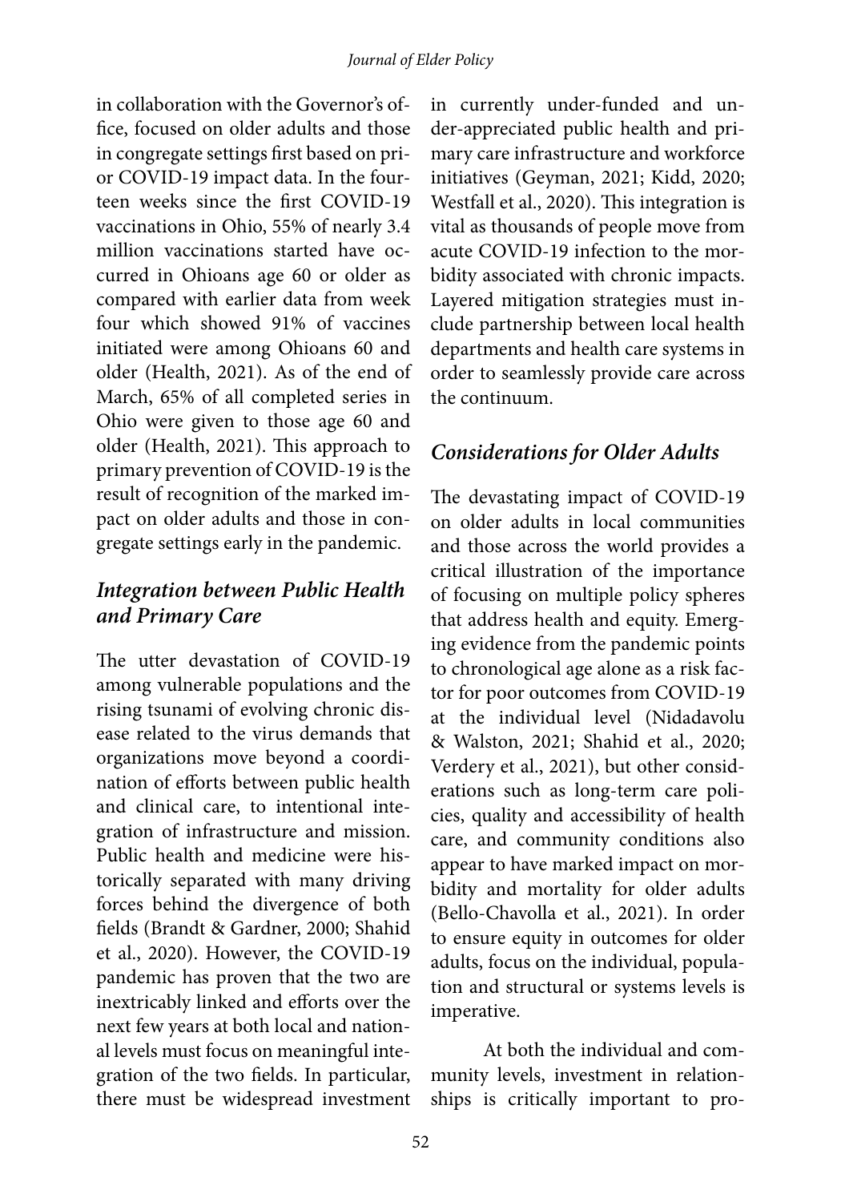in collaboration with the Governor's office, focused on older adults and those in congregate settings first based on prior COVID-19 impact data. In the fourteen weeks since the first COVID-19 vaccinations in Ohio, 55% of nearly 3.4 million vaccinations started have occurred in Ohioans age 60 or older as compared with earlier data from week four which showed 91% of vaccines initiated were among Ohioans 60 and older (Health, 2021). As of the end of March, 65% of all completed series in Ohio were given to those age 60 and older (Health, 2021). This approach to primary prevention of COVID-19 is the result of recognition of the marked impact on older adults and those in congregate settings early in the pandemic.

### *Integration between Public Health and Primary Care*

The utter devastation of COVID-19 among vulnerable populations and the rising tsunami of evolving chronic disease related to the virus demands that organizations move beyond a coordination of efforts between public health and clinical care, to intentional integration of infrastructure and mission. Public health and medicine were historically separated with many driving forces behind the divergence of both fields (Brandt & Gardner, 2000; Shahid et al., 2020). However, the COVID-19 pandemic has proven that the two are inextricably linked and efforts over the next few years at both local and national levels must focus on meaningful integration of the two fields. In particular, there must be widespread investment in currently under-funded and under-appreciated public health and primary care infrastructure and workforce initiatives (Geyman, 2021; Kidd, 2020; Westfall et al., 2020). This integration is vital as thousands of people move from acute COVID-19 infection to the morbidity associated with chronic impacts. Layered mitigation strategies must include partnership between local health departments and health care systems in order to seamlessly provide care across the continuum.

### *Considerations for Older Adults*

The devastating impact of COVID-19 on older adults in local communities and those across the world provides a critical illustration of the importance of focusing on multiple policy spheres that address health and equity. Emerging evidence from the pandemic points to chronological age alone as a risk factor for poor outcomes from COVID-19 at the individual level (Nidadavolu & Walston, 2021; Shahid et al., 2020; Verdery et al., 2021), but other considerations such as long-term care policies, quality and accessibility of health care, and community conditions also appear to have marked impact on morbidity and mortality for older adults (Bello-Chavolla et al., 2021). In order to ensure equity in outcomes for older adults, focus on the individual, population and structural or systems levels is imperative.

At both the individual and community levels, investment in relationships is critically important to pro-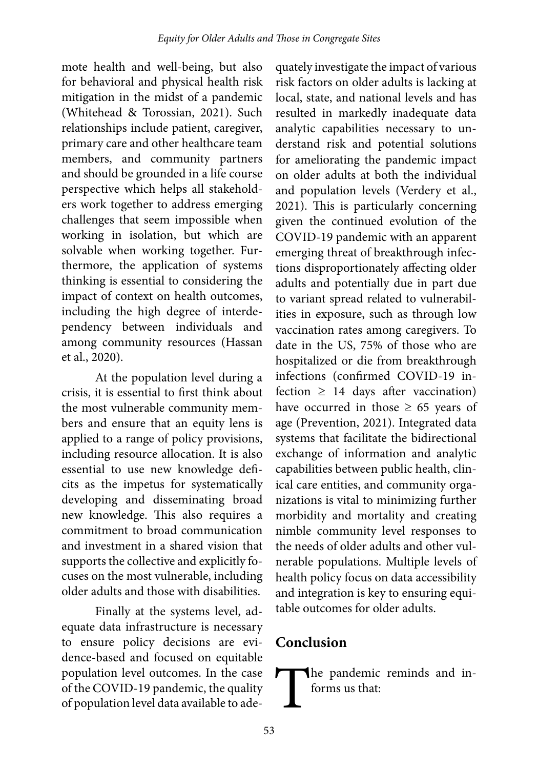mote health and well-being, but also for behavioral and physical health risk mitigation in the midst of a pandemic (Whitehead & Torossian, 2021). Such relationships include patient, caregiver, primary care and other healthcare team members, and community partners and should be grounded in a life course perspective which helps all stakeholders work together to address emerging challenges that seem impossible when working in isolation, but which are solvable when working together. Furthermore, the application of systems thinking is essential to considering the impact of context on health outcomes, including the high degree of interdependency between individuals and among community resources (Hassan et al., 2020).

At the population level during a crisis, it is essential to first think about the most vulnerable community members and ensure that an equity lens is applied to a range of policy provisions, including resource allocation. It is also essential to use new knowledge deficits as the impetus for systematically developing and disseminating broad new knowledge. This also requires a commitment to broad communication and investment in a shared vision that supports the collective and explicitly focuses on the most vulnerable, including older adults and those with disabilities.

Finally at the systems level, adequate data infrastructure is necessary to ensure policy decisions are evidence-based and focused on equitable population level outcomes. In the case of the COVID-19 pandemic, the quality of population level data available to adequately investigate the impact of various risk factors on older adults is lacking at local, state, and national levels and has resulted in markedly inadequate data analytic capabilities necessary to understand risk and potential solutions for ameliorating the pandemic impact on older adults at both the individual and population levels (Verdery et al., 2021). This is particularly concerning given the continued evolution of the COVID-19 pandemic with an apparent emerging threat of breakthrough infections disproportionately affecting older adults and potentially due in part due to variant spread related to vulnerabilities in exposure, such as through low vaccination rates among caregivers. To date in the US, 75% of those who are hospitalized or die from breakthrough infections (confirmed COVID-19 infection ≥ 14 days after vaccination) have occurred in those ≥ 65 years of age (Prevention, 2021). Integrated data systems that facilitate the bidirectional exchange of information and analytic capabilities between public health, clinical care entities, and community organizations is vital to minimizing further morbidity and mortality and creating nimble community level responses to the needs of older adults and other vulnerable populations. Multiple levels of health policy focus on data accessibility and integration is key to ensuring equitable outcomes for older adults.

## Conclusion

The pandemic reminds and informs us that: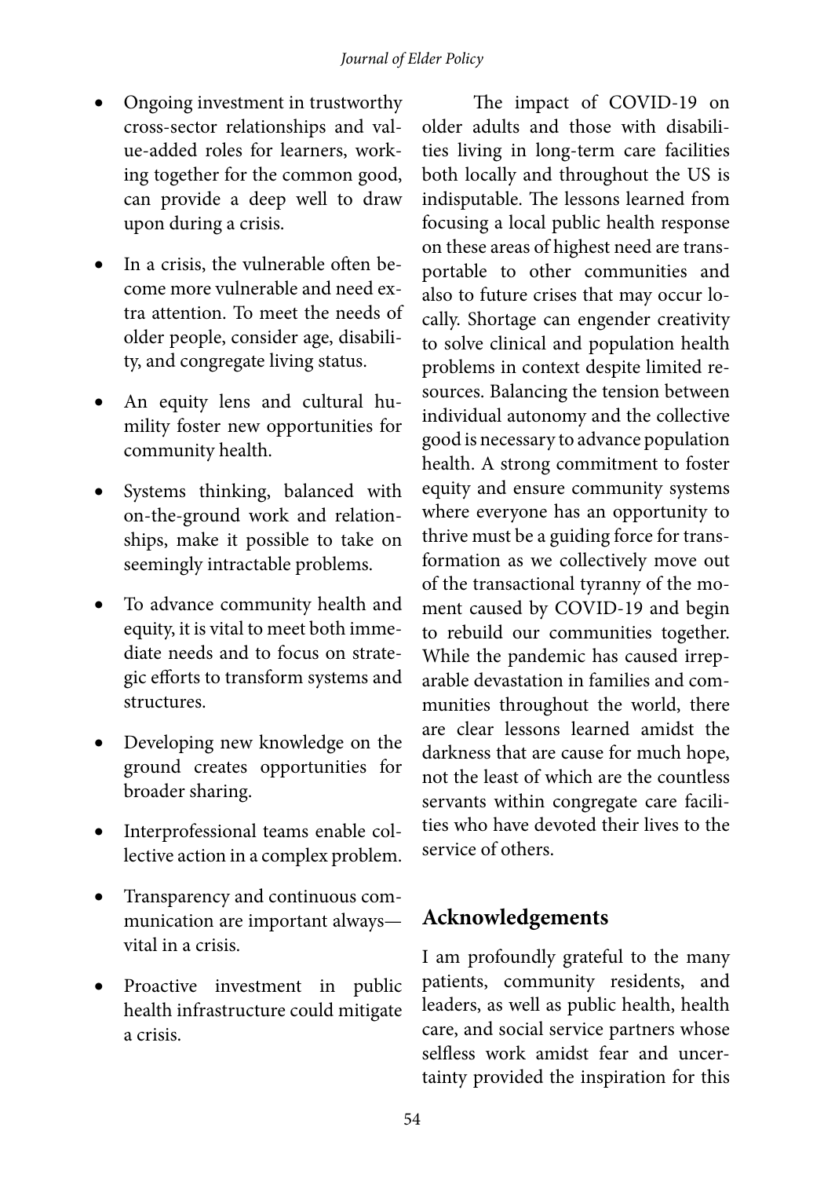- Ongoing investment in trustworthy cross-sector relationships and value-added roles for learners, working together for the common good, can provide a deep well to draw upon during a crisis.
- In a crisis, the vulnerable often become more vulnerable and need extra attention. To meet the needs of older people, consider age, disability, and congregate living status.
- An equity lens and cultural humility foster new opportunities for community health.
- Systems thinking, balanced with on-the-ground work and relationships, make it possible to take on seemingly intractable problems.
- To advance community health and equity, it is vital to meet both immediate needs and to focus on strategic efforts to transform systems and structures.
- Developing new knowledge on the ground creates opportunities for broader sharing.
- Interprofessional teams enable collective action in a complex problem.
- Transparency and continuous communication are important always—vital in a crisis.
- Proactive investment in public health infrastructure could mitigate a crisis.

The impact of COVID-19 on older adults and those with disabilities living in long-term care facilities both locally and throughout the US is indisputable. The lessons learned from focusing a local public health response on these areas of highest need are transportable to other communities and also to future crises that may occur locally. Shortage can engender creativity to solve clinical and population health problems in context despite limited resources. Balancing the tension between individual autonomy and the collective good is necessary to advance population health. A strong commitment to foster equity and ensure community systems where everyone has an opportunity to thrive must be a guiding force for transformation as we collectively move out of the transactional tyranny of the moment caused by COVID-19 and begin to rebuild our communities together. While the pandemic has caused irreparable devastation in families and communities throughout the world, there are clear lessons learned amidst the darkness that are cause for much hope, not the least of which are the countless servants within congregate care facilities who have devoted their lives to the service of others.

## Acknowledgements

I am profoundly grateful to the many patients, community residents, and leaders, as well as public health, health care, and social service partners whose selfless work amidst fear and uncertainty provided the inspiration for this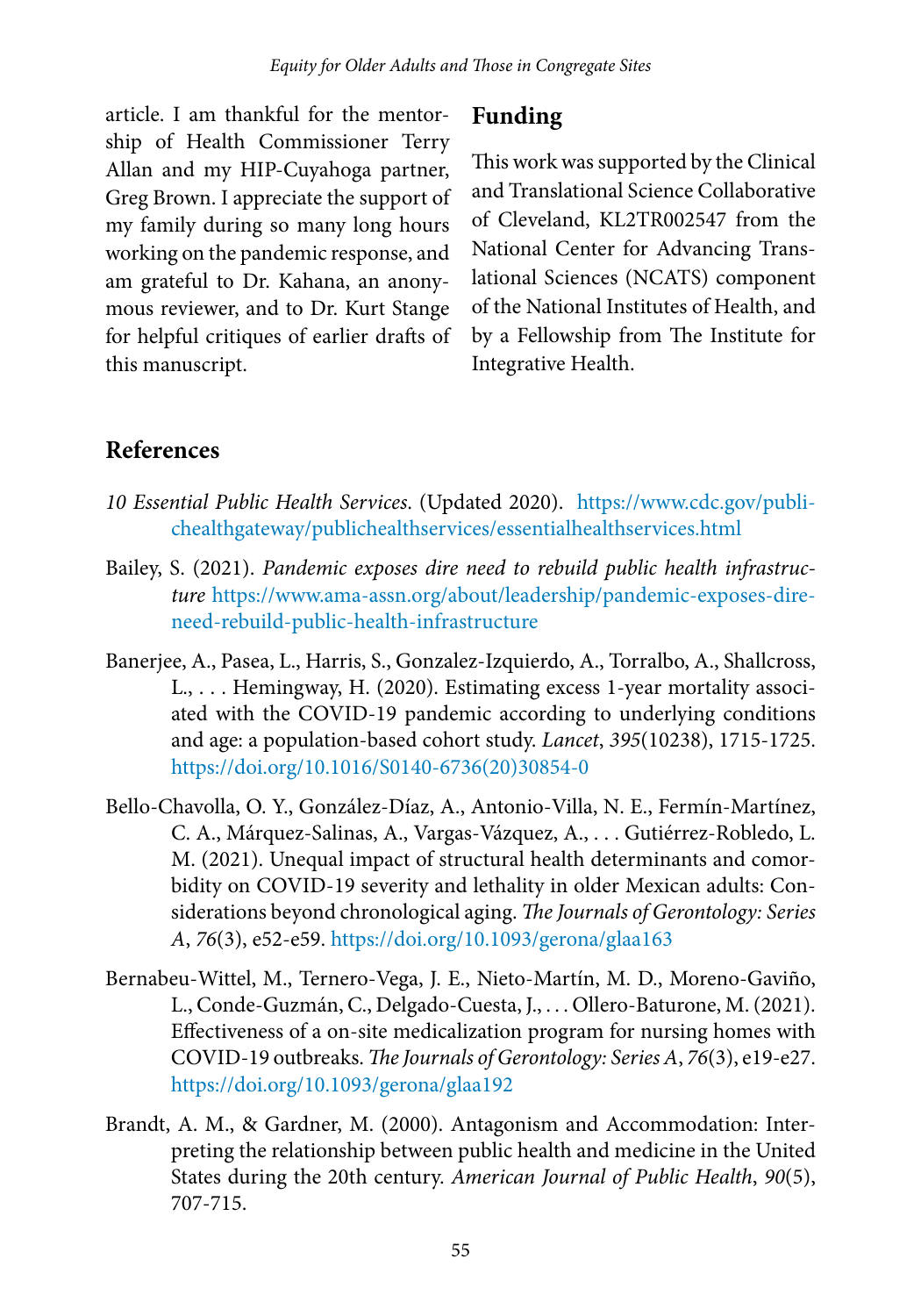article. I am thankful for the mentorship of Health Commissioner Terry Allan and my HIP-Cuyahoga partner, Greg Brown. I appreciate the support of my family during so many long hours working on the pandemic response, and am grateful to Dr. Kahana, an anonymous reviewer, and to Dr. Kurt Stange for helpful critiques of earlier drafts of this manuscript.

## Funding

This work was supported by the Clinical and Translational Science Collaborative of Cleveland, KL2TR002547 from the National Center for Advancing Translational Sciences (NCATS) component of the National Institutes of Health, and by a Fellowship from The Institute for Integrative Health.

## References

*10 Essential Public Health Services*. (Updated 2020). https://www.cdc.gov/publichealthgateway/publichealthservices/essentialhealthservices.html

Bailey, S. (2021). *Pandemic exposes dire need to rebuild public health infrastructure* https://www.ama-assn.org/about/leadership/pandemic-exposes-dire-need-rebuild-public-health-infrastructure

Banerjee, A., Pasea, L., Harris, S., Gonzalez-Izquierdo, A., Torralbo, A., Shallcross, L., . . . Hemingway, H. (2020). Estimating excess 1-year mortality associated with the COVID-19 pandemic according to underlying conditions and age: a population-based cohort study. *Lancet*, *395*(10238), 1715-1725. https://doi.org/10.1016/S0140-6736(20)30854-0

Bello-Chavolla, O. Y., González-Díaz, A., Antonio-Villa, N. E., Fermín-Martínez, C. A., Márquez-Salinas, A., Vargas-Vázquez, A., . . . Gutiérrez-Robledo, L. M. (2021). Unequal impact of structural health determinants and comorbidity on COVID-19 severity and lethality in older Mexican adults: Considerations beyond chronological aging. *The Journals of Gerontology: Series A*, *76*(3), e52-e59. https://doi.org/10.1093/gerona/glaa163

Bernabeu-Wittel, M., Ternero-Vega, J. E., Nieto-Martín, M. D., Moreno-Gaviño, L., Conde-Guzmán, C., Delgado-Cuesta, J., . . . Ollero-Baturone, M. (2021). Effectiveness of a on-site medicalization program for nursing homes with COVID-19 outbreaks. *The Journals of Gerontology: Series A*, *76*(3), e19-e27. https://doi.org/10.1093/gerona/glaa192

Brandt, A. M., & Gardner, M. (2000). Antagonism and Accommodation: Interpreting the relationship between public health and medicine in the United States during the 20th century. *American Journal of Public Health*, *90*(5), 707-715.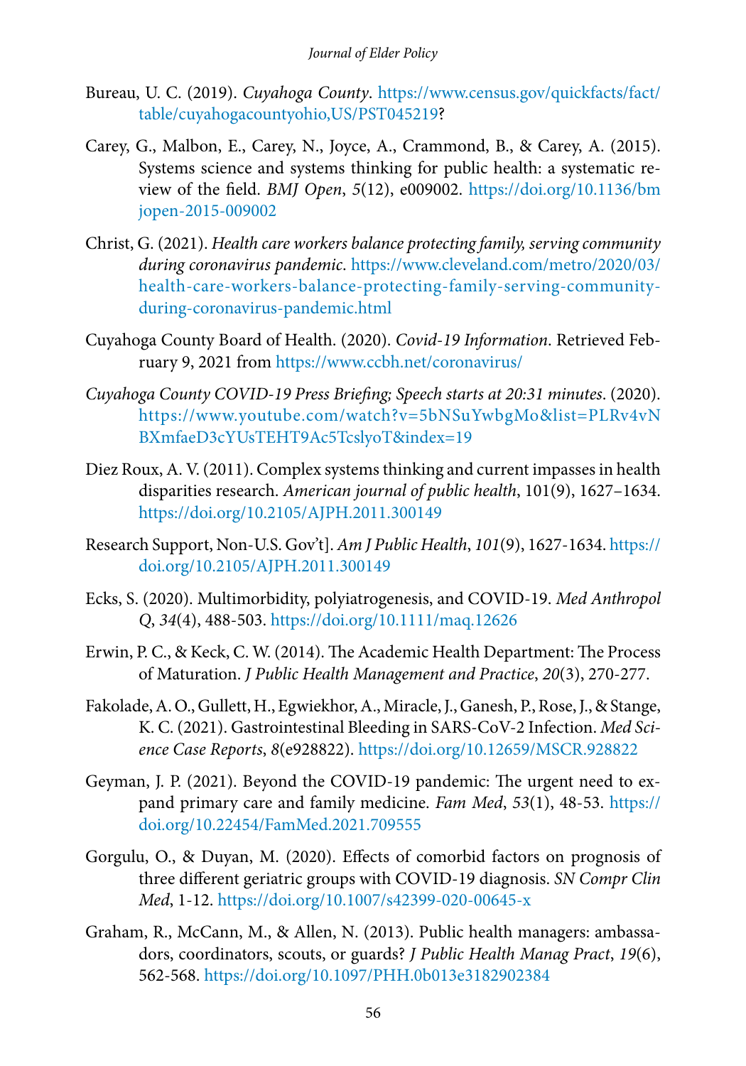Bureau, U. C. (2019). *Cuyahoga County*. https://www.census.gov/quickfacts/fact/table/cuyahogacountyohio,US/PST045219?

Carey, G., Malbon, E., Carey, N., Joyce, A., Crammond, B., & Carey, A. (2015). Systems science and systems thinking for public health: a systematic review of the field. *BMJ Open*, *5*(12), e009002. https://doi.org/10.1136/bmjopen-2015-009002

Christ, G. (2021). *Health care workers balance protecting family, serving community during coronavirus pandemic*. https://www.cleveland.com/metro/2020/03/health-care-workers-balance-protecting-family-serving-community-during-coronavirus-pandemic.html

Cuyahoga County Board of Health. (2020). *Covid-19 Information*. Retrieved February 9, 2021 from https://www.ccbh.net/coronavirus/

*Cuyahoga County COVID-19 Press Briefing; Speech starts at 20:31 minutes*. (2020). https://www.youtube.com/watch?v=5bNSuYwbgMo&list=PLRv4vNBXmfaeD3cYUsTEHT9Ac5TcslyoT&index=19

Diez Roux, A. V. (2011). Complex systems thinking and current impasses in health disparities research. *American journal of public health*, 101(9), 1627–1634. https://doi.org/10.2105/AJPH.2011.300149

Research Support, Non-U.S. Gov't]. *Am J Public Health*, *101*(9), 1627-1634. https://doi.org/10.2105/AJPH.2011.300149

Ecks, S. (2020). Multimorbidity, polyiatrogenesis, and COVID-19. *Med Anthropol Q*, *34*(4), 488-503. https://doi.org/10.1111/maq.12626

Erwin, P. C., & Keck, C. W. (2014). The Academic Health Department: The Process of Maturation. *J Public Health Management and Practice*, *20*(3), 270-277.

Fakolade, A. O., Gullett, H., Egwiekhor, A., Miracle, J., Ganesh, P., Rose, J., & Stange, K. C. (2021). Gastrointestinal Bleeding in SARS-CoV-2 Infection. *Med Science Case Reports*, *8*(e928822). https://doi.org/10.12659/MSCR.928822

Geyman, J. P. (2021). Beyond the COVID-19 pandemic: The urgent need to expand primary care and family medicine. *Fam Med*, *53*(1), 48-53. https://doi.org/10.22454/FamMed.2021.709555

Gorgulu, O., & Duyan, M. (2020). Effects of comorbid factors on prognosis of three different geriatric groups with COVID-19 diagnosis. *SN Compr Clin Med*, 1-12. https://doi.org/10.1007/s42399-020-00645-x

Graham, R., McCann, M., & Allen, N. (2013). Public health managers: ambassadors, coordinators, scouts, or guards? *J Public Health Manag Pract*, *19*(6), 562-568. https://doi.org/10.1097/PHH.0b013e3182902384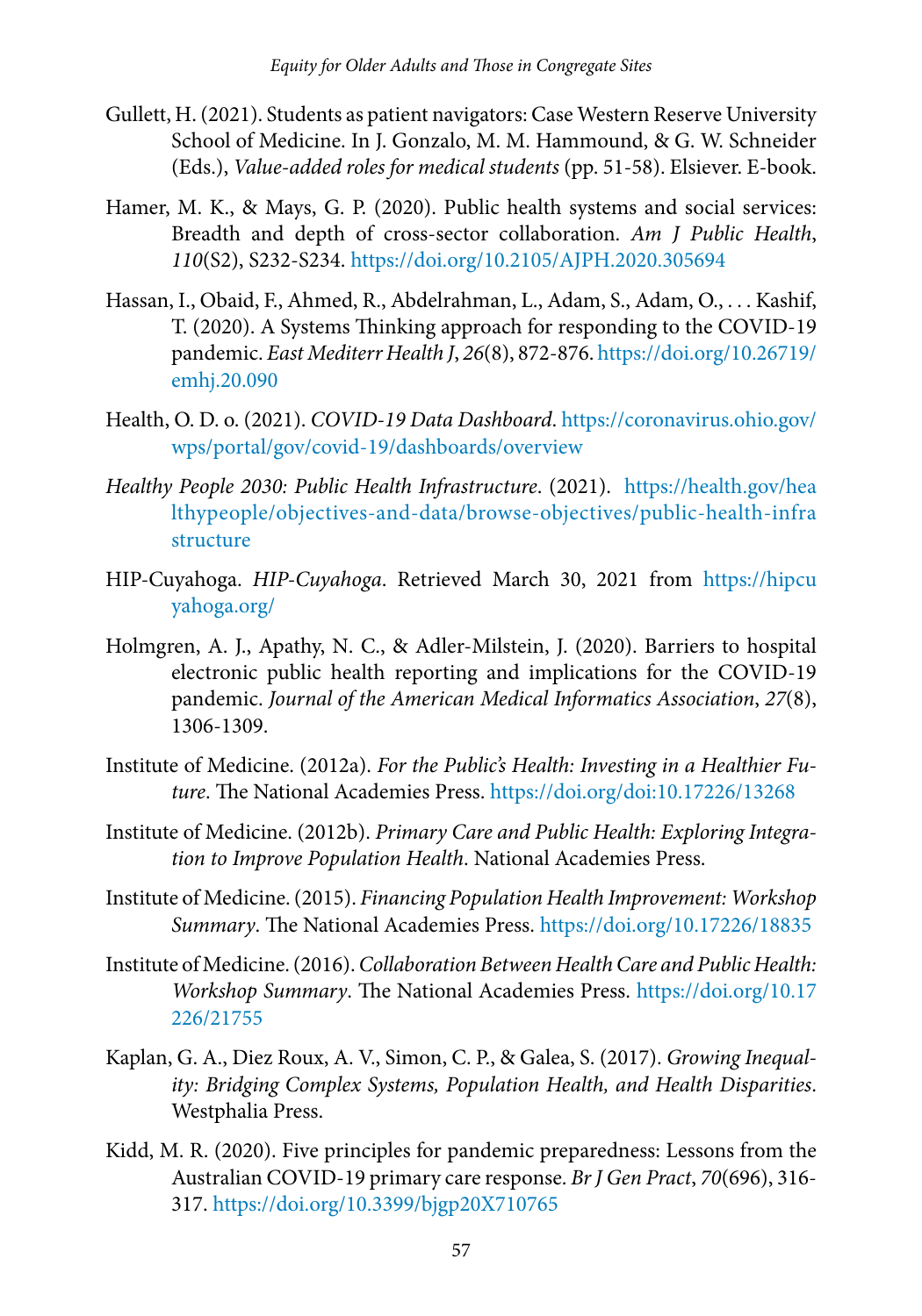Gullett, H. (2021). Students as patient navigators: Case Western Reserve University School of Medicine. In J. Gonzalo, M. M. Hammound, & G. W. Schneider (Eds.), *Value-added roles for medical students* (pp. 51-58). Elsiever. E-book.

Hamer, M. K., & Mays, G. P. (2020). Public health systems and social services: Breadth and depth of cross-sector collaboration. *Am J Public Health*, *110*(S2), S232-S234. https://doi.org/10.2105/AJPH.2020.305694

Hassan, I., Obaid, F., Ahmed, R., Abdelrahman, L., Adam, S., Adam, O., . . . Kashif, T. (2020). A Systems Thinking approach for responding to the COVID-19 pandemic. *East Mediterr Health J*, *26*(8), 872-876. https://doi.org/10.26719/emhj.20.090

Health, O. D. o. (2021). *COVID-19 Data Dashboard*. https://coronavirus.ohio.gov/wps/portal/gov/covid-19/dashboards/overview

*Healthy People 2030: Public Health Infrastructure*. (2021). https://health.gov/healthypeople/objectives-and-data/browse-objectives/public-health-infrastructure

HIP-Cuyahoga. *HIP-Cuyahoga*. Retrieved March 30, 2021 from https://hipcuyahoga.org/

Holmgren, A. J., Apathy, N. C., & Adler-Milstein, J. (2020). Barriers to hospital electronic public health reporting and implications for the COVID-19 pandemic. *Journal of the American Medical Informatics Association*, *27*(8), 1306-1309.

Institute of Medicine. (2012a). *For the Public's Health: Investing in a Healthier Future*. The National Academies Press. https://doi.org/doi:10.17226/13268

Institute of Medicine. (2012b). *Primary Care and Public Health: Exploring Integration to Improve Population Health*. National Academies Press.

Institute of Medicine. (2015). *Financing Population Health Improvement: Workshop Summary*. The National Academies Press. https://doi.org/10.17226/18835

Institute of Medicine. (2016). *Collaboration Between Health Care and Public Health: Workshop Summary*. The National Academies Press. https://doi.org/10.17226/21755

Kaplan, G. A., Diez Roux, A. V., Simon, C. P., & Galea, S. (2017). *Growing Inequality: Bridging Complex Systems, Population Health, and Health Disparities*. Westphalia Press.

Kidd, M. R. (2020). Five principles for pandemic preparedness: Lessons from the Australian COVID-19 primary care response. *Br J Gen Pract*, *70*(696), 316-317. https://doi.org/10.3399/bjgp20X710765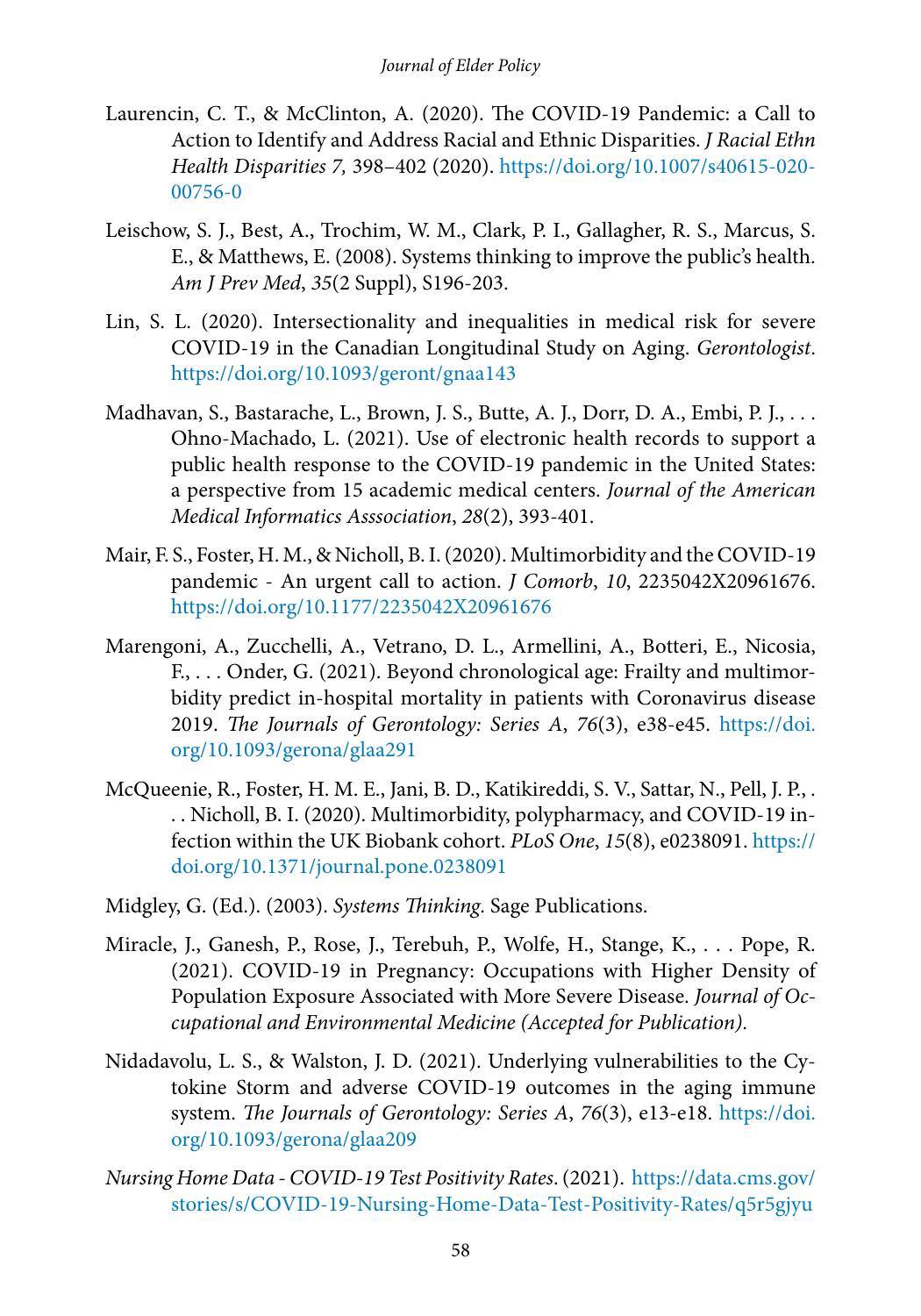Laurencin, C. T., & McClinton, A. (2020). The COVID-19 Pandemic: a Call to Action to Identify and Address Racial and Ethnic Disparities. *J Racial Ethn Health Disparities 7,* 398–402 (2020). https://doi.org/10.1007/s40615-020-00756-0

Leischow, S. J., Best, A., Trochim, W. M., Clark, P. I., Gallagher, R. S., Marcus, S. E., & Matthews, E. (2008). Systems thinking to improve the public's health. *Am J Prev Med*, *35*(2 Suppl), S196-203.

Lin, S. L. (2020). Intersectionality and inequalities in medical risk for severe COVID-19 in the Canadian Longitudinal Study on Aging. *Gerontologist*. https://doi.org/10.1093/geront/gnaa143

Madhavan, S., Bastarache, L., Brown, J. S., Butte, A. J., Dorr, D. A., Embi, P. J., . . . Ohno-Machado, L. (2021). Use of electronic health records to support a public health response to the COVID-19 pandemic in the United States: a perspective from 15 academic medical centers. *Journal of the American Medical Informatics Asssociation*, *28*(2), 393-401.

Mair, F. S., Foster, H. M., & Nicholl, B. I. (2020). Multimorbidity and the COVID-19 pandemic - An urgent call to action. *J Comorb*, *10*, 2235042X20961676. https://doi.org/10.1177/2235042X20961676

Marengoni, A., Zucchelli, A., Vetrano, D. L., Armellini, A., Botteri, E., Nicosia, F., . . . Onder, G. (2021). Beyond chronological age: Frailty and multimorbidity predict in-hospital mortality in patients with Coronavirus disease 2019. *The Journals of Gerontology: Series A*, *76*(3), e38-e45. https://doi.org/10.1093/gerona/glaa291

McQueenie, R., Foster, H. M. E., Jani, B. D., Katikireddi, S. V., Sattar, N., Pell, J. P., . . . Nicholl, B. I. (2020). Multimorbidity, polypharmacy, and COVID-19 infection within the UK Biobank cohort. *PLoS One*, *15*(8), e0238091. https://doi.org/10.1371/journal.pone.0238091

Midgley, G. (Ed.). (2003). *Systems Thinking*. Sage Publications.

Miracle, J., Ganesh, P., Rose, J., Terebuh, P., Wolfe, H., Stange, K., . . . Pope, R. (2021). COVID-19 in Pregnancy: Occupations with Higher Density of Population Exposure Associated with More Severe Disease. *Journal of Occupational and Environmental Medicine (Accepted for Publication).*

Nidadavolu, L. S., & Walston, J. D. (2021). Underlying vulnerabilities to the Cytokine Storm and adverse COVID-19 outcomes in the aging immune system. *The Journals of Gerontology: Series A*, *76*(3), e13-e18. https://doi.org/10.1093/gerona/glaa209

*Nursing Home Data - COVID-19 Test Positivity Rates*. (2021). https://data.cms.gov/stories/s/COVID-19-Nursing-Home-Data-Test-Positivity-Rates/q5r5gjyu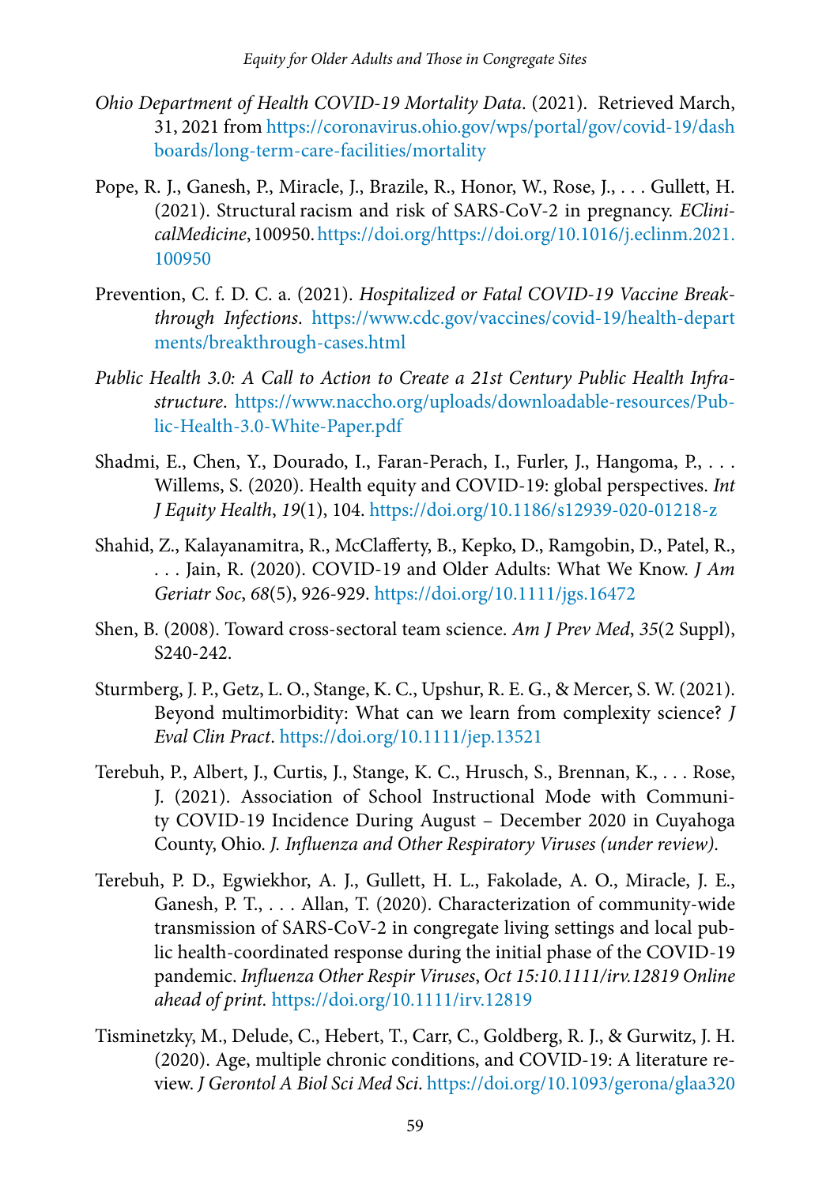*Ohio Department of Health COVID-19 Mortality Data*. (2021). Retrieved March, 31, 2021 from https://coronavirus.ohio.gov/wps/portal/gov/covid-19/dashboards/long-term-care-facilities/mortality

Pope, R. J., Ganesh, P., Miracle, J., Brazile, R., Honor, W., Rose, J., . . . Gullett, H. (2021). Structural racism and risk of SARS-CoV-2 in pregnancy. *EClinicalMedicine*, 100950. https://doi.org/https://doi.org/10.1016/j.eclinm.2021.100950

Prevention, C. f. D. C. a. (2021). *Hospitalized or Fatal COVID-19 Vaccine Breakthrough Infections*. https://www.cdc.gov/vaccines/covid-19/health-departments/breakthrough-cases.html

*Public Health 3.0: A Call to Action to Create a 21st Century Public Health Infrastructure*. https://www.naccho.org/uploads/downloadable-resources/Public-Health-3.0-White-Paper.pdf

Shadmi, E., Chen, Y., Dourado, I., Faran-Perach, I., Furler, J., Hangoma, P., . . . Willems, S. (2020). Health equity and COVID-19: global perspectives. *Int J Equity Health*, *19*(1), 104. https://doi.org/10.1186/s12939-020-01218-z

Shahid, Z., Kalayanamitra, R., McClafferty, B., Kepko, D., Ramgobin, D., Patel, R., . . . Jain, R. (2020). COVID-19 and Older Adults: What We Know. *J Am Geriatr Soc*, *68*(5), 926-929. https://doi.org/10.1111/jgs.16472

Shen, B. (2008). Toward cross-sectoral team science. *Am J Prev Med*, *35*(2 Suppl), S240-242.

Sturmberg, J. P., Getz, L. O., Stange, K. C., Upshur, R. E. G., & Mercer, S. W. (2021). Beyond multimorbidity: What can we learn from complexity science? *J Eval Clin Pract*. https://doi.org/10.1111/jep.13521

Terebuh, P., Albert, J., Curtis, J., Stange, K. C., Hrusch, S., Brennan, K., . . . Rose, J. (2021). Association of School Instructional Mode with Community COVID-19 Incidence During August – December 2020 in Cuyahoga County, Ohio. *J. Influenza and Other Respiratory Viruses (under review)*.

Terebuh, P. D., Egwiekhor, A. J., Gullett, H. L., Fakolade, A. O., Miracle, J. E., Ganesh, P. T., . . . Allan, T. (2020). Characterization of community-wide transmission of SARS-CoV-2 in congregate living settings and local public health-coordinated response during the initial phase of the COVID-19 pandemic. *Influenza Other Respir Viruses*, *Oct 15:10.1111/irv.12819 Online ahead of print*. https://doi.org/10.1111/irv.12819

Tisminetzky, M., Delude, C., Hebert, T., Carr, C., Goldberg, R. J., & Gurwitz, J. H. (2020). Age, multiple chronic conditions, and COVID-19: A literature review. *J Gerontol A Biol Sci Med Sci*. https://doi.org/10.1093/gerona/glaa320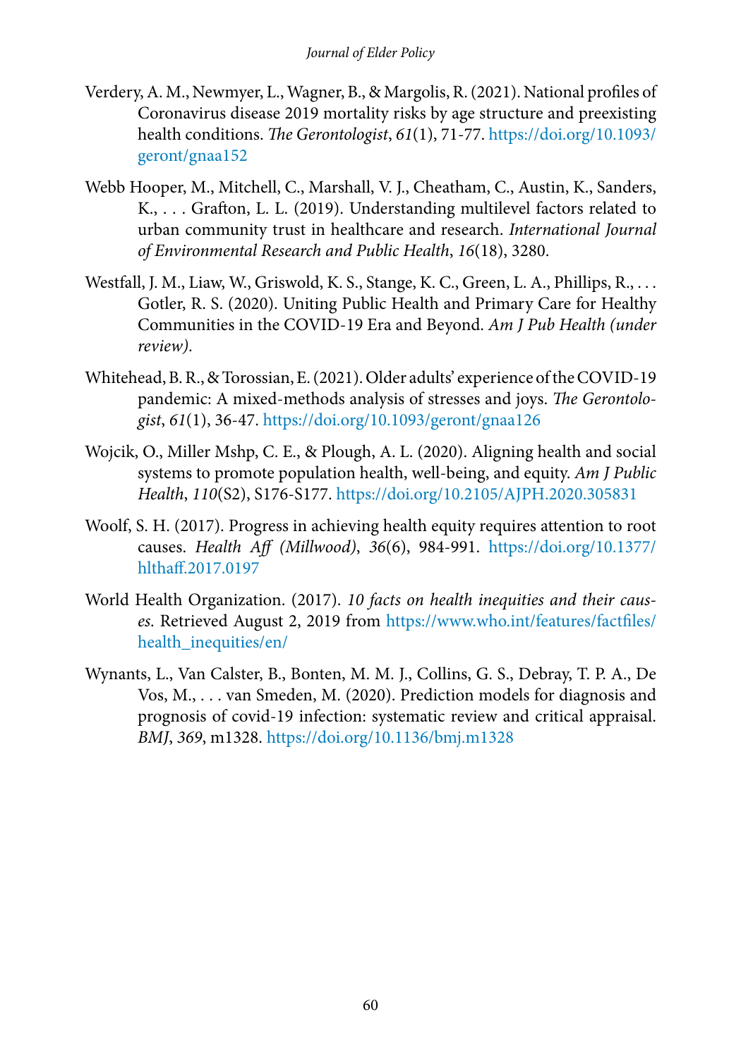Verdery, A. M., Newmyer, L., Wagner, B., & Margolis, R. (2021). National profiles of Coronavirus disease 2019 mortality risks by age structure and preexisting health conditions. *The Gerontologist*, *61*(1), 71-77. https://doi.org/10.1093/geront/gnaa152

Webb Hooper, M., Mitchell, C., Marshall, V. J., Cheatham, C., Austin, K., Sanders, K., . . . Grafton, L. L. (2019). Understanding multilevel factors related to urban community trust in healthcare and research. *International Journal of Environmental Research and Public Health*, *16*(18), 3280.

Westfall, J. M., Liaw, W., Griswold, K. S., Stange, K. C., Green, L. A., Phillips, R., . . . Gotler, R. S. (2020). Uniting Public Health and Primary Care for Healthy Communities in the COVID-19 Era and Beyond. *Am J Pub Health (under review)*.

Whitehead, B. R., & Torossian, E. (2021). Older adults' experience of the COVID-19 pandemic: A mixed-methods analysis of stresses and joys. *The Gerontologist*, *61*(1), 36-47. https://doi.org/10.1093/geront/gnaa126

Wojcik, O., Miller Mshp, C. E., & Plough, A. L. (2020). Aligning health and social systems to promote population health, well-being, and equity. *Am J Public Health*, *110*(S2), S176-S177. https://doi.org/10.2105/AJPH.2020.305831

Woolf, S. H. (2017). Progress in achieving health equity requires attention to root causes. *Health Aff (Millwood)*, *36*(6), 984-991. https://doi.org/10.1377/hlthaff.2017.0197

World Health Organization. (2017). *10 facts on health inequities and their causes*. Retrieved August 2, 2019 from https://www.who.int/features/factfiles/health_inequities/en/

Wynants, L., Van Calster, B., Bonten, M. M. J., Collins, G. S., Debray, T. P. A., De Vos, M., . . . van Smeden, M. (2020). Prediction models for diagnosis and prognosis of covid-19 infection: systematic review and critical appraisal. *BMJ*, *369*, m1328. https://doi.org/10.1136/bmj.m1328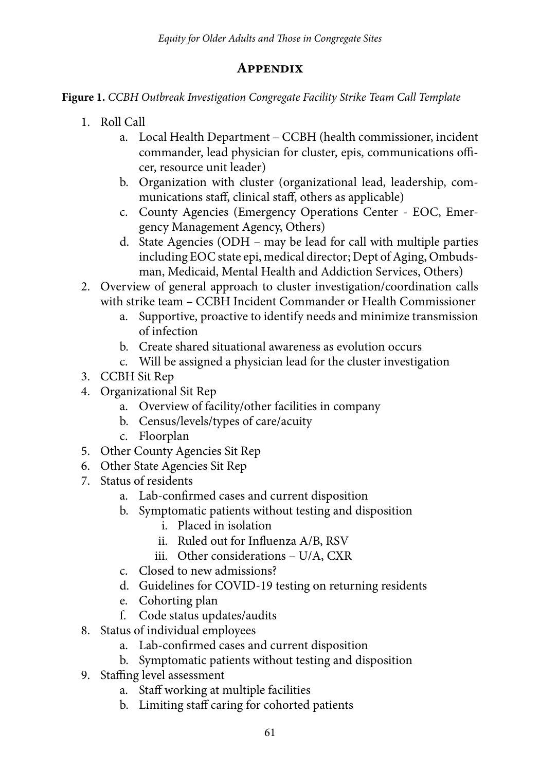## Appendix

**Figure 1.** *CCBH Outbreak Investigation Congregate Facility Strike Team Call Template*

1. Roll Call
   a. Local Health Department – CCBH (health commissioner, incident commander, lead physician for cluster, epis, communications officer, resource unit leader)
   b. Organization with cluster (organizational lead, leadership, communications staff, clinical staff, others as applicable)
   c. County Agencies (Emergency Operations Center - EOC, Emergency Management Agency, Others)
   d. State Agencies (ODH – may be lead for call with multiple parties including EOC state epi, medical director; Dept of Aging, Ombudsman, Medicaid, Mental Health and Addiction Services, Others)
2. Overview of general approach to cluster investigation/coordination calls with strike team – CCBH Incident Commander or Health Commissioner
   a. Supportive, proactive to identify needs and minimize transmission of infection
   b. Create shared situational awareness as evolution occurs
   c. Will be assigned a physician lead for the cluster investigation
3. CCBH Sit Rep
4. Organizational Sit Rep
   a. Overview of facility/other facilities in company
   b. Census/levels/types of care/acuity
   c. Floorplan
5. Other County Agencies Sit Rep
6. Other State Agencies Sit Rep
7. Status of residents
   a. Lab-confirmed cases and current disposition
   b. Symptomatic patients without testing and disposition
      i. Placed in isolation
      ii. Ruled out for Influenza A/B, RSV
      iii. Other considerations – U/A, CXR
   c. Closed to new admissions?
   d. Guidelines for COVID-19 testing on returning residents
   e. Cohorting plan
   f. Code status updates/audits
8. Status of individual employees
   a. Lab-confirmed cases and current disposition
   b. Symptomatic patients without testing and disposition
9. Staffing level assessment
   a. Staff working at multiple facilities
   b. Limiting staff caring for cohorted patients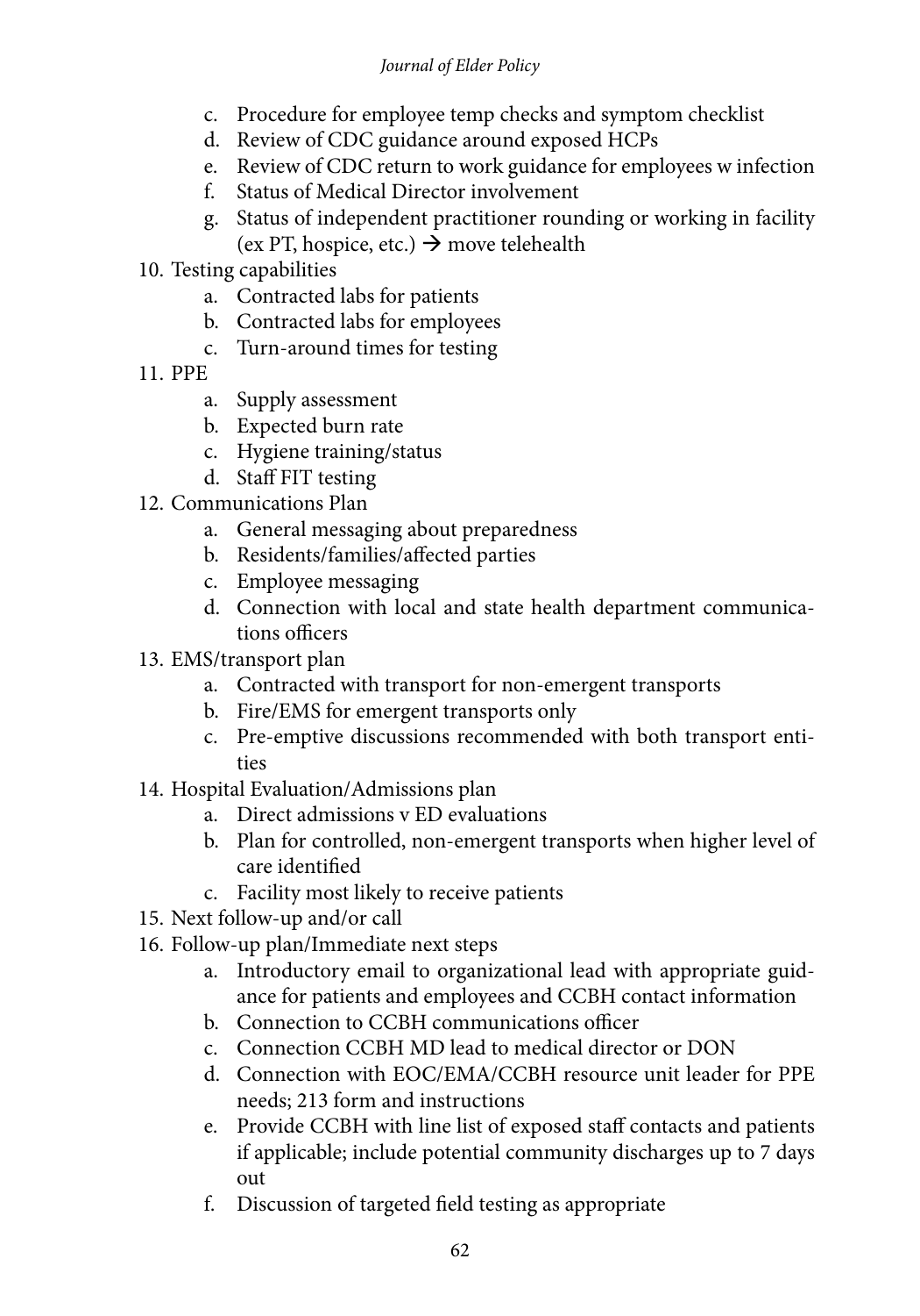c. Procedure for employee temp checks and symptom checklist
   d. Review of CDC guidance around exposed HCPs
   e. Review of CDC return to work guidance for employees w infection
   f. Status of Medical Director involvement
   g. Status of independent practitioner rounding or working in facility (ex PT, hospice, etc.) → move telehealth
10. Testing capabilities
    a. Contracted labs for patients
    b. Contracted labs for employees
    c. Turn-around times for testing
11. PPE
    a. Supply assessment
    b. Expected burn rate
    c. Hygiene training/status
    d. Staff FIT testing
12. Communications Plan
    a. General messaging about preparedness
    b. Residents/families/affected parties
    c. Employee messaging
    d. Connection with local and state health department communications officers
13. EMS/transport plan
    a. Contracted with transport for non-emergent transports
    b. Fire/EMS for emergent transports only
    c. Pre-emptive discussions recommended with both transport entities
14. Hospital Evaluation/Admissions plan
    a. Direct admissions v ED evaluations
    b. Plan for controlled, non-emergent transports when higher level of care identified
    c. Facility most likely to receive patients
15. Next follow-up and/or call
16. Follow-up plan/Immediate next steps
    a. Introductory email to organizational lead with appropriate guidance for patients and employees and CCBH contact information
    b. Connection to CCBH communications officer
    c. Connection CCBH MD lead to medical director or DON
    d. Connection with EOC/EMA/CCBH resource unit leader for PPE needs; 213 form and instructions
    e. Provide CCBH with line list of exposed staff contacts and patients if applicable; include potential community discharges up to 7 days out
    f. Discussion of targeted field testing as appropriate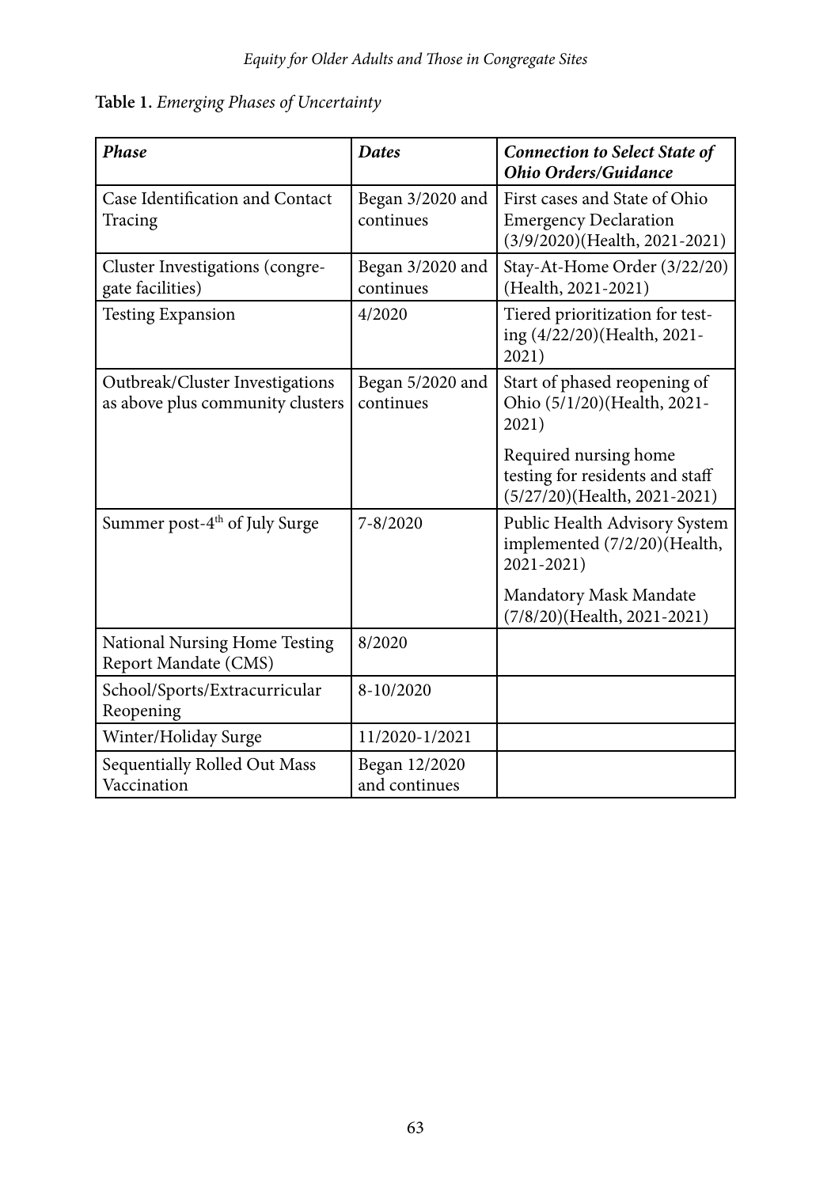**Table 1.** *Emerging Phases of Uncertainty*

| *Phase* | *Dates* | *Connection to Select State of Ohio Orders/Guidance* |
|---|---|---|
| Case Identification and Contact Tracing | Began 3/2020 and continues | First cases and State of Ohio Emergency Declaration (3/9/2020)(Health, 2021-2021) |
| Cluster Investigations (congregate facilities) | Began 3/2020 and continues | Stay-At-Home Order (3/22/20) (Health, 2021-2021) |
| Testing Expansion | 4/2020 | Tiered prioritization for testing (4/22/20)(Health, 2021-2021) |
| Outbreak/Cluster Investigations as above plus community clusters | Began 5/2020 and continues | Start of phased reopening of Ohio (5/1/20)(Health, 2021-2021)<br><br>Required nursing home testing for residents and staff (5/27/20)(Health, 2021-2021) |
| Summer post-4th of July Surge | 7-8/2020 | Public Health Advisory System implemented (7/2/20)(Health, 2021-2021)<br><br>Mandatory Mask Mandate (7/8/20)(Health, 2021-2021) |
| National Nursing Home Testing Report Mandate (CMS) | 8/2020 | |
| School/Sports/Extracurricular Reopening | 8-10/2020 | |
| Winter/Holiday Surge | 11/2020-1/2021 | |
| Sequentially Rolled Out Mass Vaccination | Began 12/2020 and continues | |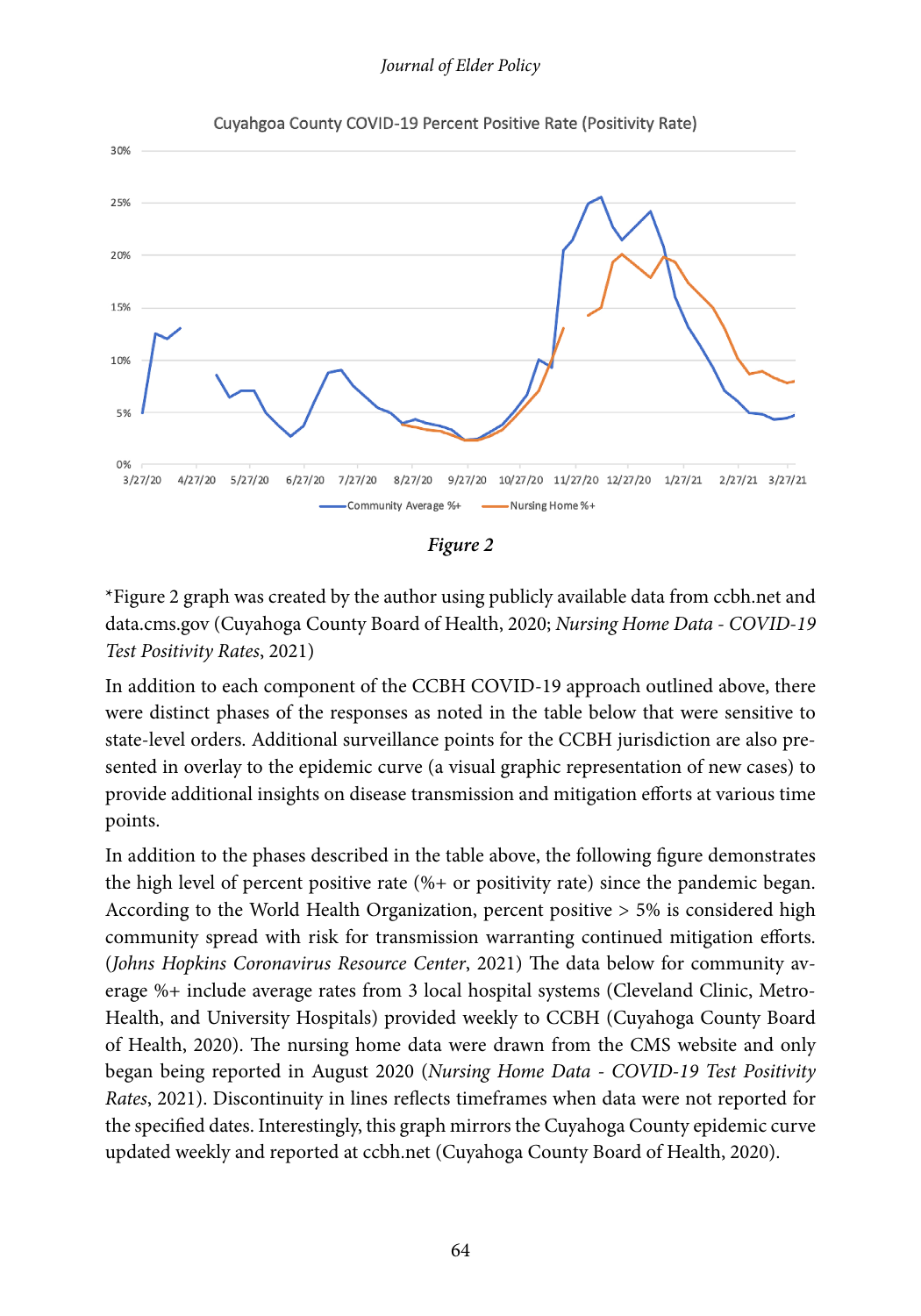Cuyahgoa County COVID-19 Percent Positive Rate (Positivity Rate)

30%
25%
20%
15%
10%
5%
0%

3/27/20 4/27/20 5/27/20 6/27/20 7/27/20 8/27/20 9/27/20 10/27/20 11/27/20 12/27/20 1/27/21 2/27/21 3/27/21

Community Average %+
Nursing Home %+

***Figure 2***

*Figure 2 graph was created by the author using publicly available data from ccbh.net and data.cms.gov (Cuyahoga County Board of Health, 2020; *Nursing Home Data - COVID-19 Test Positivity Rates*, 2021)

In addition to each component of the CCBH COVID-19 approach outlined above, there were distinct phases of the responses as noted in the table below that were sensitive to state-level orders. Additional surveillance points for the CCBH jurisdiction are also presented in overlay to the epidemic curve (a visual graphic representation of new cases) to provide additional insights on disease transmission and mitigation efforts at various time points.

In addition to the phases described in the table above, the following figure demonstrates the high level of percent positive rate (%+ or positivity rate) since the pandemic began. According to the World Health Organization, percent positive > 5% is considered high community spread with risk for transmission warranting continued mitigation efforts. (*Johns Hopkins Coronavirus Resource Center*, 2021) The data below for community average %+ include average rates from 3 local hospital systems (Cleveland Clinic, MetroHealth, and University Hospitals) provided weekly to CCBH (Cuyahoga County Board of Health, 2020). The nursing home data were drawn from the CMS website and only began being reported in August 2020 (*Nursing Home Data - COVID-19 Test Positivity Rates*, 2021). Discontinuity in lines reflects timeframes when data were not reported for the specified dates. Interestingly, this graph mirrors the Cuyahoga County epidemic curve updated weekly and reported at ccbh.net (Cuyahoga County Board of Health, 2020).